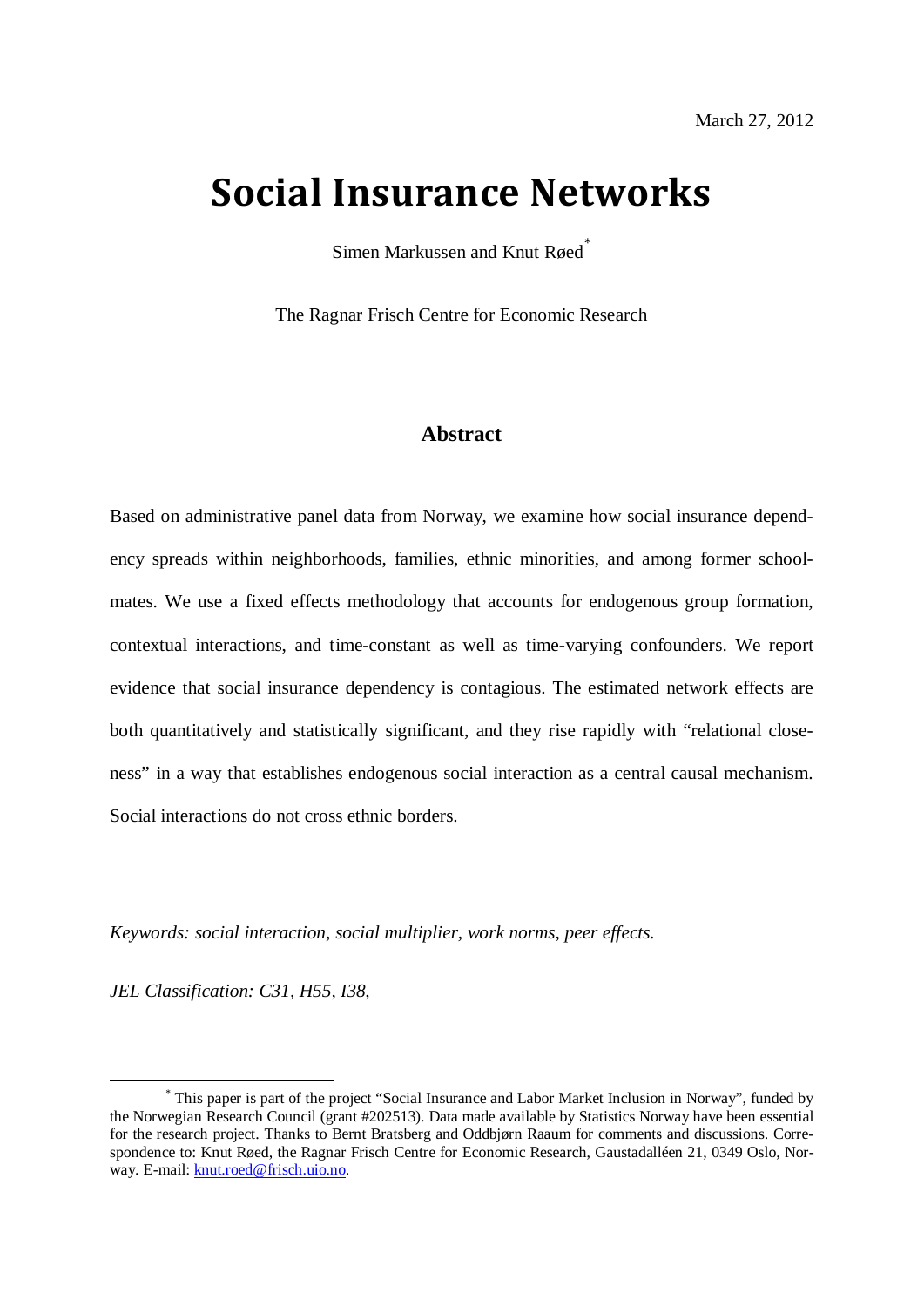March 27, 2012

# Social Insurance Networks

Simen Markussen and Knut Røed[*]

The Ragnar Frisch Centre for Economic Research

## Abstract

Based on administrative panel data from Norway, we examine how social insurance dependency spreads within neighborhoods, families, ethnic minorities, and among former schoolmates. We use a fixed effects methodology that accounts for endogenous group formation, contextual interactions, and time-constant as well as time-varying confounders. We report evidence that social insurance dependency is contagious. The estimated network effects are both quantitatively and statistically significant, and they rise rapidly with "relational closeness" in a way that establishes endogenous social interaction as a central causal mechanism. Social interactions do not cross ethnic borders.

*Keywords: social interaction, social multiplier, work norms, peer effects.*

*JEL Classification: C31, H55, I38,*

---

[*] This paper is part of the project "Social Insurance and Labor Market Inclusion in Norway", funded by the Norwegian Research Council (grant #202513). Data made available by Statistics Norway have been essential for the research project. Thanks to Bernt Bratsberg and Oddbjørn Raaum for comments and discussions. Correspondence to: Knut Røed, the Ragnar Frisch Centre for Economic Research, Gaustadalléen 21, 0349 Oslo, Norway. E-mail: knut.roed@frisch.uio.no.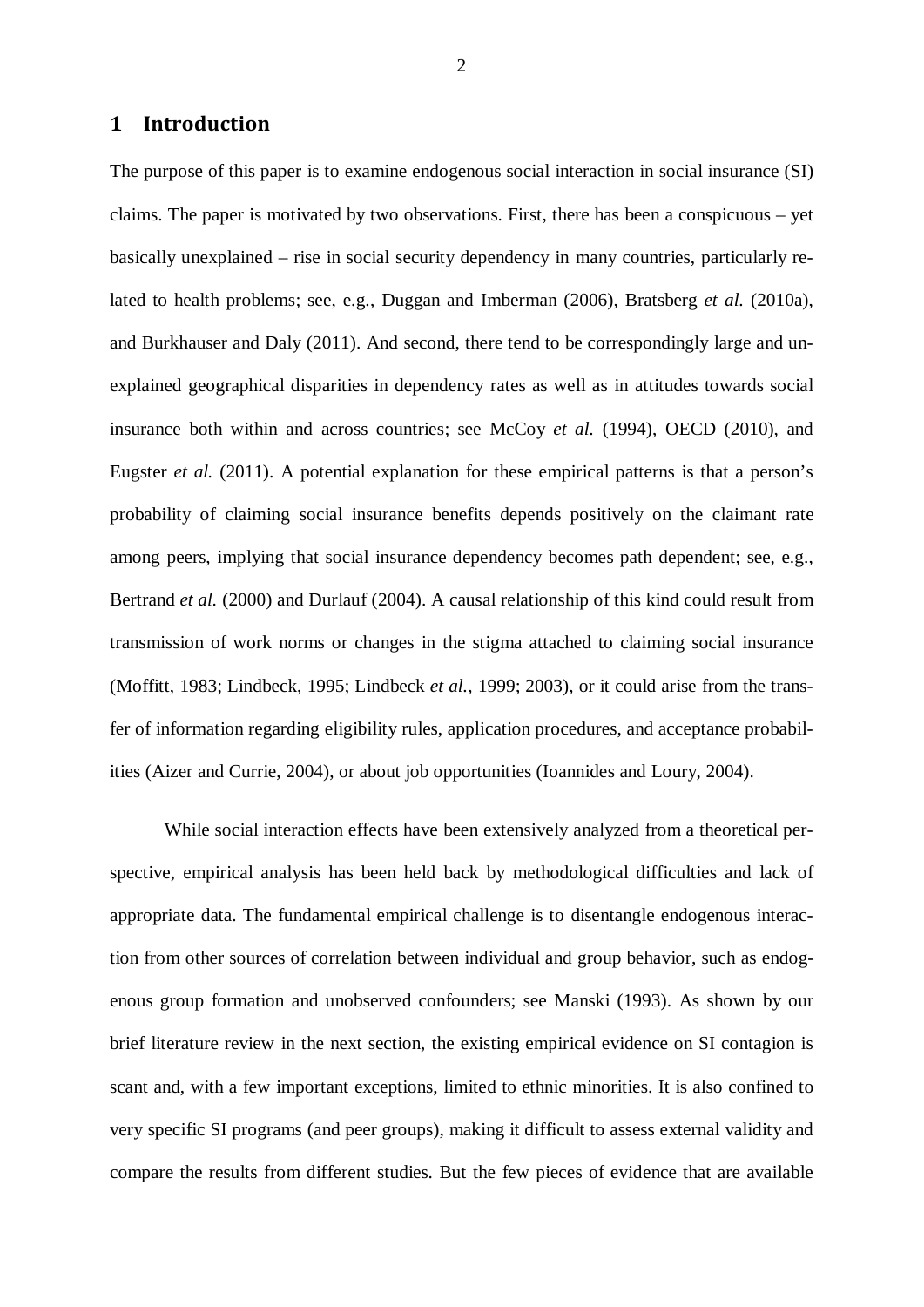# 1 Introduction

The purpose of this paper is to examine endogenous social interaction in social insurance (SI) claims. The paper is motivated by two observations. First, there has been a conspicuous – yet basically unexplained – rise in social security dependency in many countries, particularly related to health problems; see, e.g., Duggan and Imberman (2006), Bratsberg *et al.* (2010a), and Burkhauser and Daly (2011). And second, there tend to be correspondingly large and unexplained geographical disparities in dependency rates as well as in attitudes towards social insurance both within and across countries; see McCoy *et al.* (1994), OECD (2010), and Eugster *et al.* (2011). A potential explanation for these empirical patterns is that a person's probability of claiming social insurance benefits depends positively on the claimant rate among peers, implying that social insurance dependency becomes path dependent; see, e.g., Bertrand *et al.* (2000) and Durlauf (2004). A causal relationship of this kind could result from transmission of work norms or changes in the stigma attached to claiming social insurance (Moffitt, 1983; Lindbeck, 1995; Lindbeck *et al.*, 1999; 2003), or it could arise from the transfer of information regarding eligibility rules, application procedures, and acceptance probabilities (Aizer and Currie, 2004), or about job opportunities (Ioannides and Loury, 2004).

While social interaction effects have been extensively analyzed from a theoretical perspective, empirical analysis has been held back by methodological difficulties and lack of appropriate data. The fundamental empirical challenge is to disentangle endogenous interaction from other sources of correlation between individual and group behavior, such as endogenous group formation and unobserved confounders; see Manski (1993). As shown by our brief literature review in the next section, the existing empirical evidence on SI contagion is scant and, with a few important exceptions, limited to ethnic minorities. It is also confined to very specific SI programs (and peer groups), making it difficult to assess external validity and compare the results from different studies. But the few pieces of evidence that are available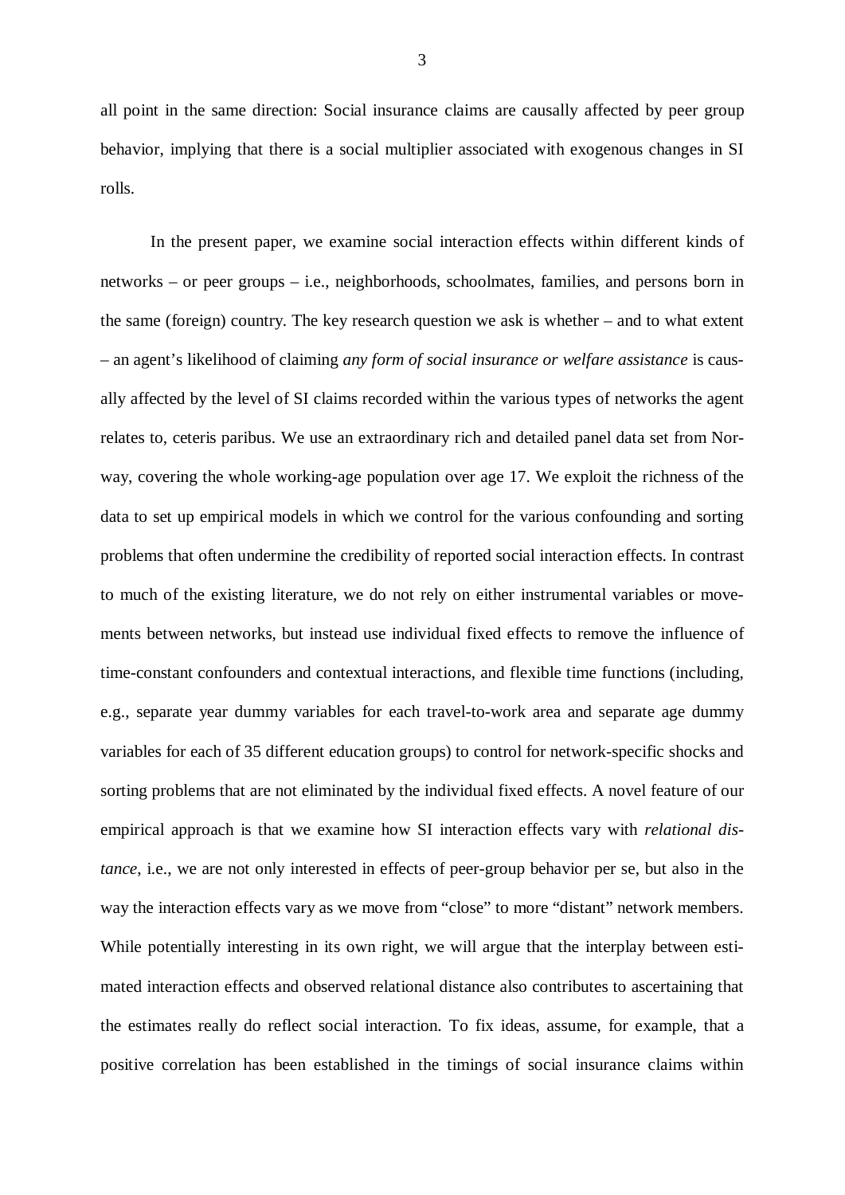all point in the same direction: Social insurance claims are causally affected by peer group behavior, implying that there is a social multiplier associated with exogenous changes in SI rolls.

In the present paper, we examine social interaction effects within different kinds of networks – or peer groups – i.e., neighborhoods, schoolmates, families, and persons born in the same (foreign) country. The key research question we ask is whether – and to what extent – an agent's likelihood of claiming *any form of social insurance or welfare assistance* is causally affected by the level of SI claims recorded within the various types of networks the agent relates to, ceteris paribus. We use an extraordinary rich and detailed panel data set from Norway, covering the whole working-age population over age 17. We exploit the richness of the data to set up empirical models in which we control for the various confounding and sorting problems that often undermine the credibility of reported social interaction effects. In contrast to much of the existing literature, we do not rely on either instrumental variables or movements between networks, but instead use individual fixed effects to remove the influence of time-constant confounders and contextual interactions, and flexible time functions (including, e.g., separate year dummy variables for each travel-to-work area and separate age dummy variables for each of 35 different education groups) to control for network-specific shocks and sorting problems that are not eliminated by the individual fixed effects. A novel feature of our empirical approach is that we examine how SI interaction effects vary with *relational distance*, i.e., we are not only interested in effects of peer-group behavior per se, but also in the way the interaction effects vary as we move from "close" to more "distant" network members. While potentially interesting in its own right, we will argue that the interplay between estimated interaction effects and observed relational distance also contributes to ascertaining that the estimates really do reflect social interaction. To fix ideas, assume, for example, that a positive correlation has been established in the timings of social insurance claims within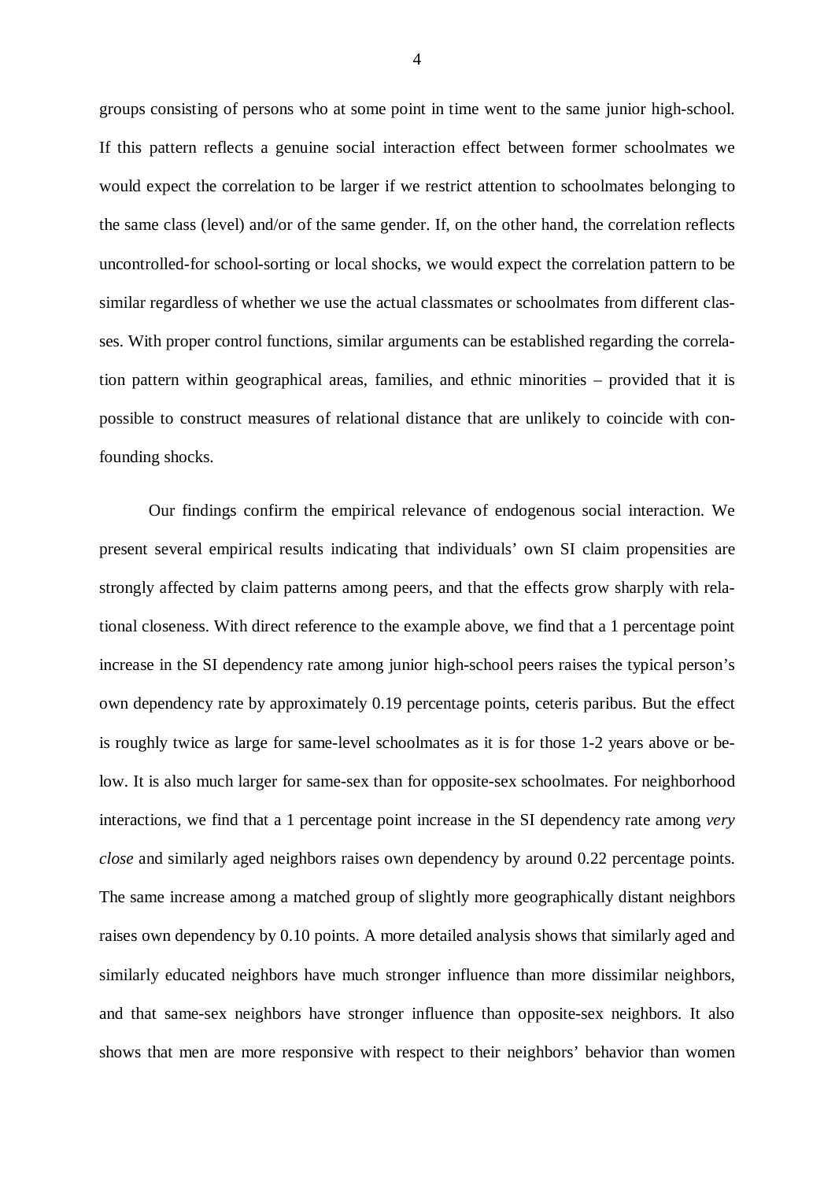groups consisting of persons who at some point in time went to the same junior high-school. If this pattern reflects a genuine social interaction effect between former schoolmates we would expect the correlation to be larger if we restrict attention to schoolmates belonging to the same class (level) and/or of the same gender. If, on the other hand, the correlation reflects uncontrolled-for school-sorting or local shocks, we would expect the correlation pattern to be similar regardless of whether we use the actual classmates or schoolmates from different classes. With proper control functions, similar arguments can be established regarding the correlation pattern within geographical areas, families, and ethnic minorities – provided that it is possible to construct measures of relational distance that are unlikely to coincide with confounding shocks.

Our findings confirm the empirical relevance of endogenous social interaction. We present several empirical results indicating that individuals' own SI claim propensities are strongly affected by claim patterns among peers, and that the effects grow sharply with relational closeness. With direct reference to the example above, we find that a 1 percentage point increase in the SI dependency rate among junior high-school peers raises the typical person's own dependency rate by approximately 0.19 percentage points, ceteris paribus. But the effect is roughly twice as large for same-level schoolmates as it is for those 1-2 years above or below. It is also much larger for same-sex than for opposite-sex schoolmates. For neighborhood interactions, we find that a 1 percentage point increase in the SI dependency rate among *very close* and similarly aged neighbors raises own dependency by around 0.22 percentage points. The same increase among a matched group of slightly more geographically distant neighbors raises own dependency by 0.10 points. A more detailed analysis shows that similarly aged and similarly educated neighbors have much stronger influence than more dissimilar neighbors, and that same-sex neighbors have stronger influence than opposite-sex neighbors. It also shows that men are more responsive with respect to their neighbors' behavior than women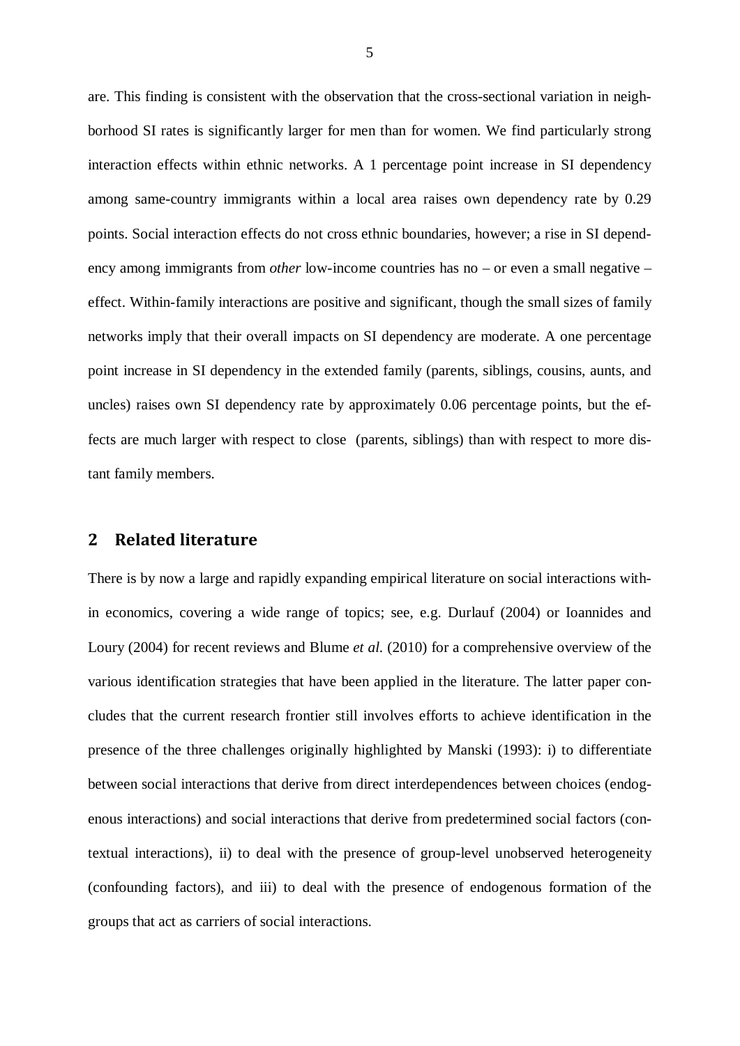are. This finding is consistent with the observation that the cross-sectional variation in neighborhood SI rates is significantly larger for men than for women. We find particularly strong interaction effects within ethnic networks. A 1 percentage point increase in SI dependency among same-country immigrants within a local area raises own dependency rate by 0.29 points. Social interaction effects do not cross ethnic boundaries, however; a rise in SI dependency among immigrants from *other* low-income countries has no – or even a small negative – effect. Within-family interactions are positive and significant, though the small sizes of family networks imply that their overall impacts on SI dependency are moderate. A one percentage point increase in SI dependency in the extended family (parents, siblings, cousins, aunts, and uncles) raises own SI dependency rate by approximately 0.06 percentage points, but the effects are much larger with respect to close (parents, siblings) than with respect to more distant family members.

## 2 Related literature

There is by now a large and rapidly expanding empirical literature on social interactions within economics, covering a wide range of topics; see, e.g. Durlauf (2004) or Ioannides and Loury (2004) for recent reviews and Blume *et al.* (2010) for a comprehensive overview of the various identification strategies that have been applied in the literature. The latter paper concludes that the current research frontier still involves efforts to achieve identification in the presence of the three challenges originally highlighted by Manski (1993): i) to differentiate between social interactions that derive from direct interdependences between choices (endogenous interactions) and social interactions that derive from predetermined social factors (contextual interactions), ii) to deal with the presence of group-level unobserved heterogeneity (confounding factors), and iii) to deal with the presence of endogenous formation of the groups that act as carriers of social interactions.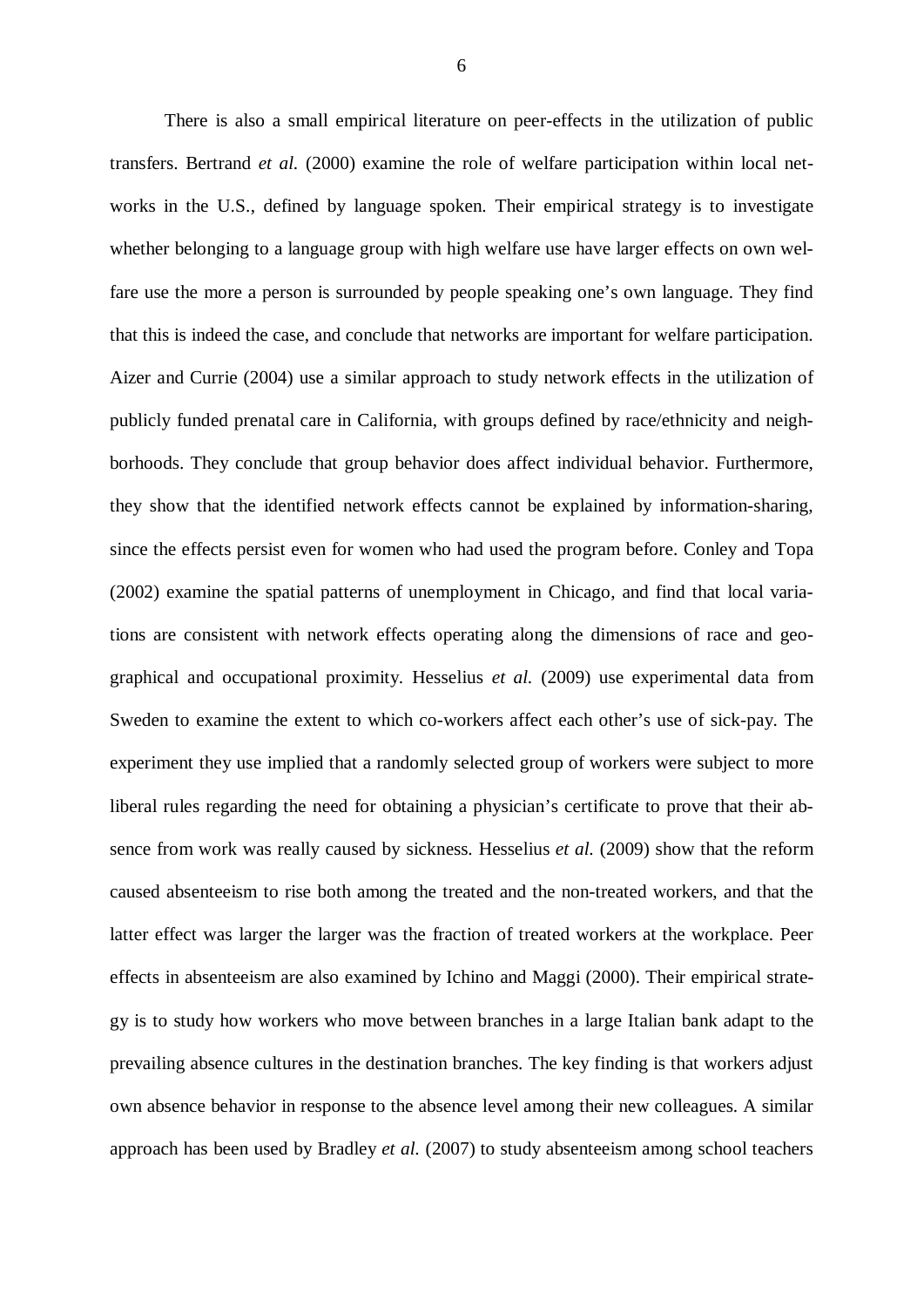There is also a small empirical literature on peer-effects in the utilization of public transfers. Bertrand *et al.* (2000) examine the role of welfare participation within local networks in the U.S., defined by language spoken. Their empirical strategy is to investigate whether belonging to a language group with high welfare use have larger effects on own welfare use the more a person is surrounded by people speaking one's own language. They find that this is indeed the case, and conclude that networks are important for welfare participation. Aizer and Currie (2004) use a similar approach to study network effects in the utilization of publicly funded prenatal care in California, with groups defined by race/ethnicity and neighborhoods. They conclude that group behavior does affect individual behavior. Furthermore, they show that the identified network effects cannot be explained by information-sharing, since the effects persist even for women who had used the program before. Conley and Topa (2002) examine the spatial patterns of unemployment in Chicago, and find that local variations are consistent with network effects operating along the dimensions of race and geographical and occupational proximity. Hesselius *et al.* (2009) use experimental data from Sweden to examine the extent to which co-workers affect each other's use of sick-pay. The experiment they use implied that a randomly selected group of workers were subject to more liberal rules regarding the need for obtaining a physician's certificate to prove that their absence from work was really caused by sickness. Hesselius *et al.* (2009) show that the reform caused absenteeism to rise both among the treated and the non-treated workers, and that the latter effect was larger the larger was the fraction of treated workers at the workplace. Peer effects in absenteeism are also examined by Ichino and Maggi (2000). Their empirical strategy is to study how workers who move between branches in a large Italian bank adapt to the prevailing absence cultures in the destination branches. The key finding is that workers adjust own absence behavior in response to the absence level among their new colleagues. A similar approach has been used by Bradley *et al.* (2007) to study absenteeism among school teachers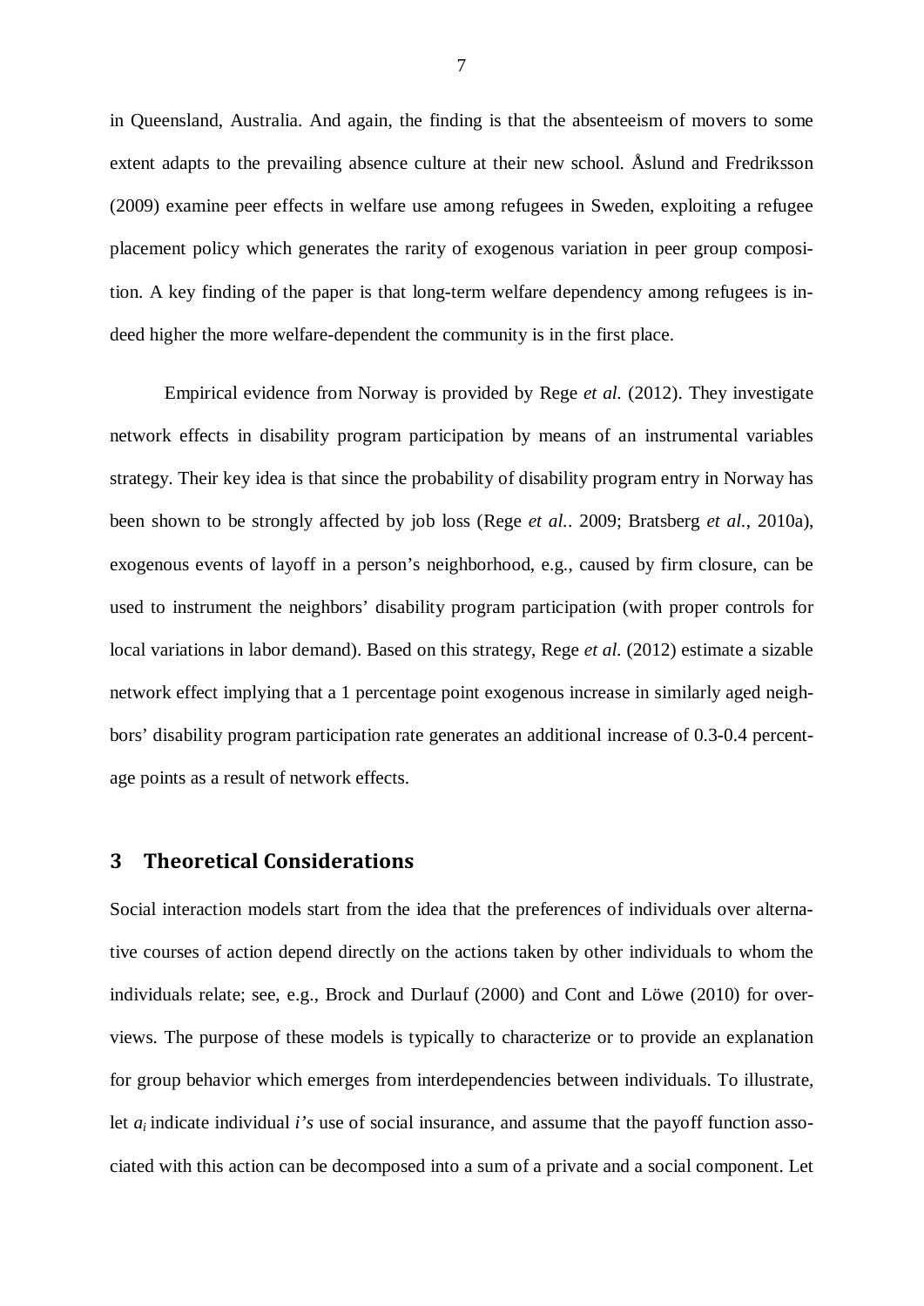in Queensland, Australia. And again, the finding is that the absenteeism of movers to some extent adapts to the prevailing absence culture at their new school. Åslund and Fredriksson (2009) examine peer effects in welfare use among refugees in Sweden, exploiting a refugee placement policy which generates the rarity of exogenous variation in peer group composition. A key finding of the paper is that long-term welfare dependency among refugees is indeed higher the more welfare-dependent the community is in the first place.

Empirical evidence from Norway is provided by Rege *et al.* (2012). They investigate network effects in disability program participation by means of an instrumental variables strategy. Their key idea is that since the probability of disability program entry in Norway has been shown to be strongly affected by job loss (Rege *et al.*. 2009; Bratsberg *et al.*, 2010a), exogenous events of layoff in a person's neighborhood, e.g., caused by firm closure, can be used to instrument the neighbors' disability program participation (with proper controls for local variations in labor demand). Based on this strategy, Rege *et al.* (2012) estimate a sizable network effect implying that a 1 percentage point exogenous increase in similarly aged neighbors' disability program participation rate generates an additional increase of 0.3-0.4 percentage points as a result of network effects.

## 3 Theoretical Considerations

Social interaction models start from the idea that the preferences of individuals over alternative courses of action depend directly on the actions taken by other individuals to whom the individuals relate; see, e.g., Brock and Durlauf (2000) and Cont and Löwe (2010) for overviews. The purpose of these models is typically to characterize or to provide an explanation for group behavior which emerges from interdependencies between individuals. To illustrate, let $a_i$ indicate individual *i's* use of social insurance, and assume that the payoff function associated with this action can be decomposed into a sum of a private and a social component. Let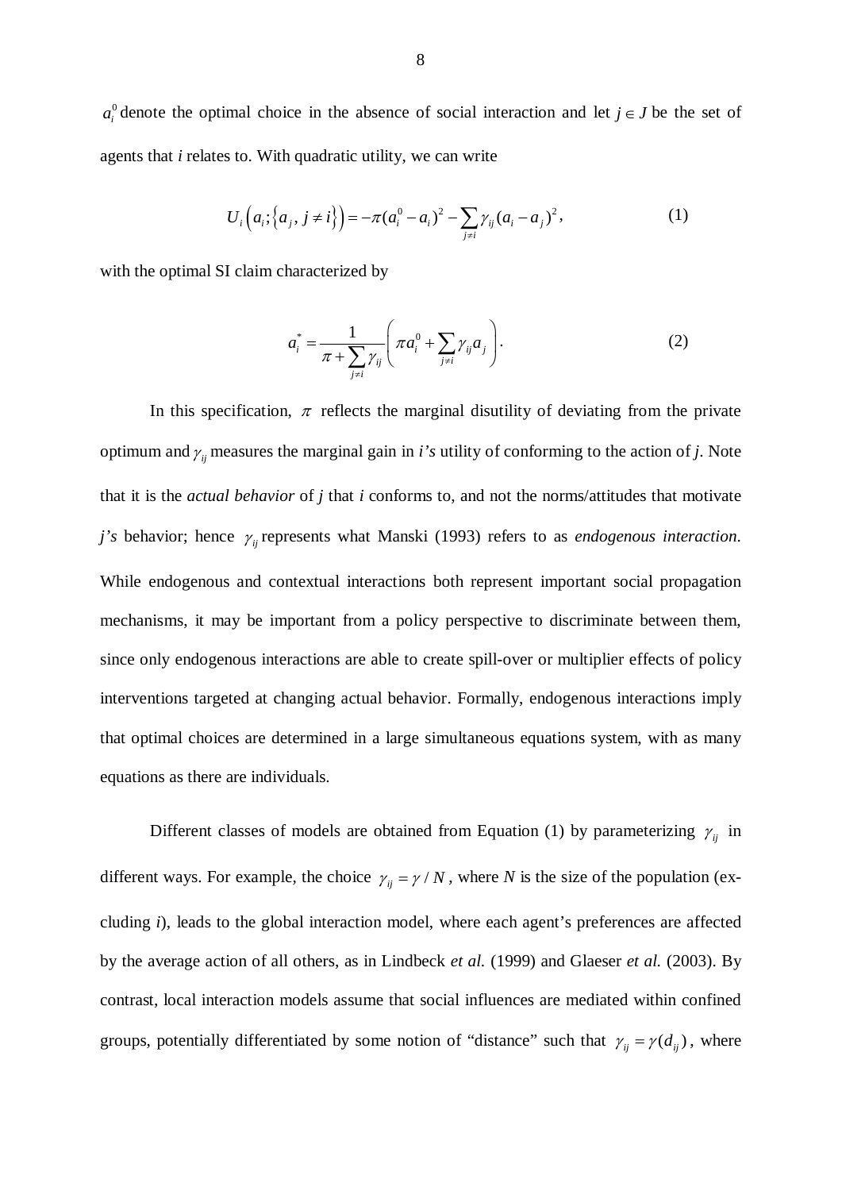$a_i^0$ denote the optimal choice in the absence of social interaction and let $j \in J$ be the set of agents that *i* relates to. With quadratic utility, we can write

$$U_i\left(a_i;\left\{a_j, j \neq i\right\}\right) = -\pi(a_i^0 - a_i)^2 - \sum_{j \neq i} \gamma_{ij}(a_i - a_j)^2, \tag{1}$$

with the optimal SI claim characterized by

$$a_i^* = \frac{1}{\pi + \sum_{j \neq i} \gamma_{ij}} \left( \pi a_i^0 + \sum_{j \neq i} \gamma_{ij} a_j \right). \tag{2}$$

In this specification, $\pi$ reflects the marginal disutility of deviating from the private optimum and $\gamma_{ij}$ measures the marginal gain in *i's* utility of conforming to the action of *j*. Note that it is the *actual behavior* of *j* that *i* conforms to, and not the norms/attitudes that motivate *j's* behavior; hence $\gamma_{ij}$ represents what Manski (1993) refers to as *endogenous interaction*. While endogenous and contextual interactions both represent important social propagation mechanisms, it may be important from a policy perspective to discriminate between them, since only endogenous interactions are able to create spill-over or multiplier effects of policy interventions targeted at changing actual behavior. Formally, endogenous interactions imply that optimal choices are determined in a large simultaneous equations system, with as many equations as there are individuals.

Different classes of models are obtained from Equation (1) by parameterizing $\gamma_{ij}$ in different ways. For example, the choice $\gamma_{ij} = \gamma / N$, where *N* is the size of the population (excluding *i*), leads to the global interaction model, where each agent's preferences are affected by the average action of all others, as in Lindbeck *et al.* (1999) and Glaeser *et al.* (2003). By contrast, local interaction models assume that social influences are mediated within confined groups, potentially differentiated by some notion of "distance" such that $\gamma_{ij} = \gamma(d_{ij})$, where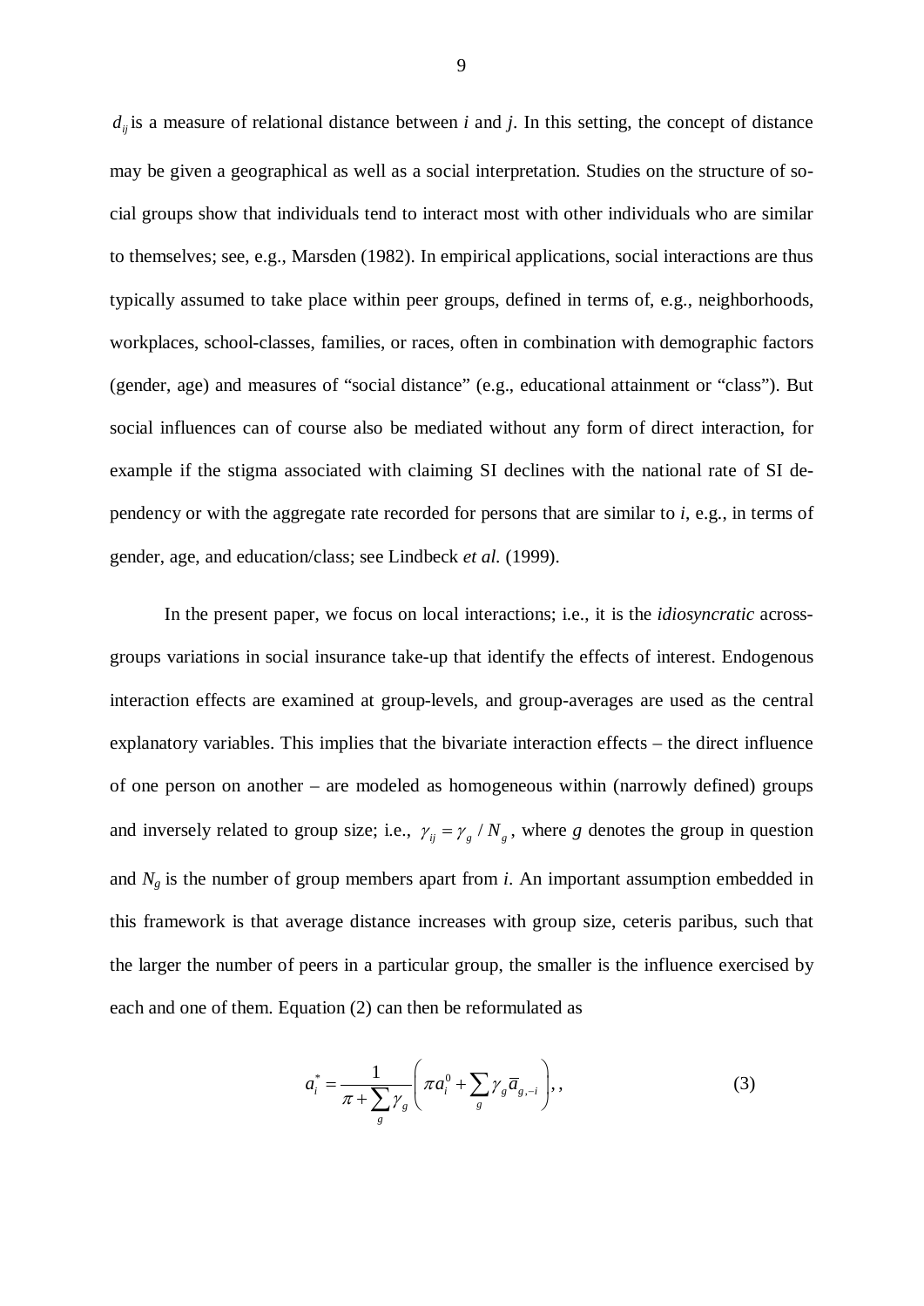$d_{ij}$ is a measure of relational distance between *i* and *j*. In this setting, the concept of distance may be given a geographical as well as a social interpretation. Studies on the structure of social groups show that individuals tend to interact most with other individuals who are similar to themselves; see, e.g., Marsden (1982). In empirical applications, social interactions are thus typically assumed to take place within peer groups, defined in terms of, e.g., neighborhoods, workplaces, school-classes, families, or races, often in combination with demographic factors (gender, age) and measures of "social distance" (e.g., educational attainment or "class"). But social influences can of course also be mediated without any form of direct interaction, for example if the stigma associated with claiming SI declines with the national rate of SI dependency or with the aggregate rate recorded for persons that are similar to *i*, e.g., in terms of gender, age, and education/class; see Lindbeck *et al.* (1999).

In the present paper, we focus on local interactions; i.e., it is the *idiosyncratic* across-groups variations in social insurance take-up that identify the effects of interest. Endogenous interaction effects are examined at group-levels, and group-averages are used as the central explanatory variables. This implies that the bivariate interaction effects – the direct influence of one person on another – are modeled as homogeneous within (narrowly defined) groups and inversely related to group size; i.e., $\gamma_{ij} = \gamma_g / N_g$, where *g* denotes the group in question and $N_g$ is the number of group members apart from *i*. An important assumption embedded in this framework is that average distance increases with group size, ceteris paribus, such that the larger the number of peers in a particular group, the smaller is the influence exercised by each and one of them. Equation (2) can then be reformulated as

$$a_i^* = \frac{1}{\pi + \sum_g \gamma_g} \left( \pi a_i^0 + \sum_g \gamma_g \bar{a}_{g,-i} \right), \tag{3}$$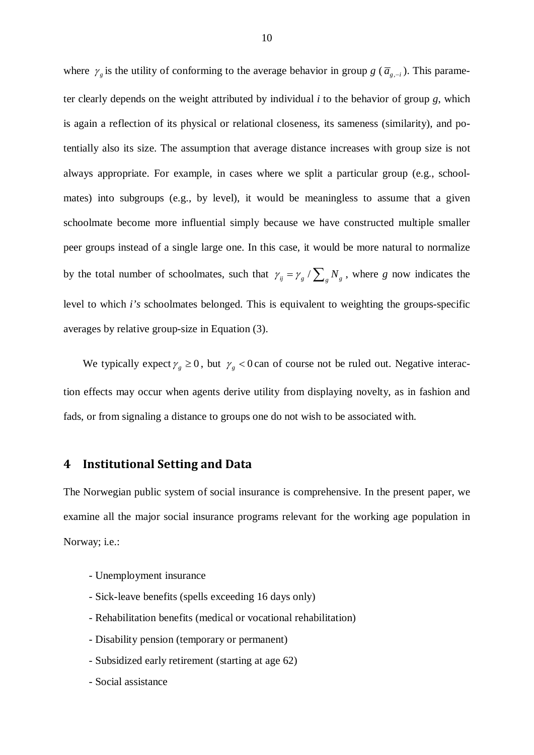where $\gamma_g$ is the utility of conforming to the average behavior in group *g* ($\bar{a}_{g,-i}$). This parameter clearly depends on the weight attributed by individual *i* to the behavior of group *g*, which is again a reflection of its physical or relational closeness, its sameness (similarity), and potentially also its size. The assumption that average distance increases with group size is not always appropriate. For example, in cases where we split a particular group (e.g., schoolmates) into subgroups (e.g., by level), it would be meaningless to assume that a given schoolmate become more influential simply because we have constructed multiple smaller peer groups instead of a single large one. In this case, it would be more natural to normalize by the total number of schoolmates, such that $\gamma_{ij} = \gamma_g / \sum_g N_g$, where *g* now indicates the level to which *i's* schoolmates belonged. This is equivalent to weighting the groups-specific averages by relative group-size in Equation (3).

We typically expect $\gamma_g \geq 0$, but $\gamma_g < 0$ can of course not be ruled out. Negative interaction effects may occur when agents derive utility from displaying novelty, as in fashion and fads, or from signaling a distance to groups one do not wish to be associated with.

## 4 Institutional Setting and Data

The Norwegian public system of social insurance is comprehensive. In the present paper, we examine all the major social insurance programs relevant for the working age population in Norway; i.e.:

- Unemployment insurance
- Sick-leave benefits (spells exceeding 16 days only)
- Rehabilitation benefits (medical or vocational rehabilitation)
- Disability pension (temporary or permanent)
- Subsidized early retirement (starting at age 62)
- Social assistance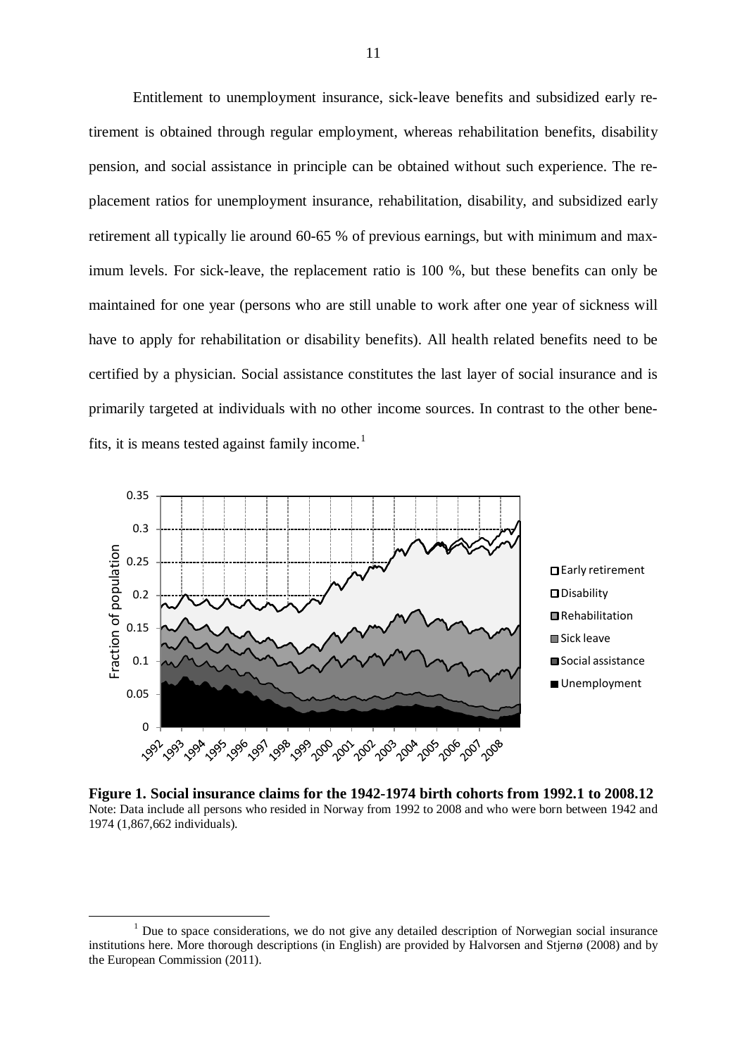Entitlement to unemployment insurance, sick-leave benefits and subsidized early retirement is obtained through regular employment, whereas rehabilitation benefits, disability pension, and social assistance in principle can be obtained without such experience. The replacement ratios for unemployment insurance, rehabilitation, disability, and subsidized early retirement all typically lie around 60-65 % of previous earnings, but with minimum and maximum levels. For sick-leave, the replacement ratio is 100 %, but these benefits can only be maintained for one year (persons who are still unable to work after one year of sickness will have to apply for rehabilitation or disability benefits). All health related benefits need to be certified by a physician. Social assistance constitutes the last layer of social insurance and is primarily targeted at individuals with no other income sources. In contrast to the other benefits, it is means tested against family income.[1]

**Figure 1. Social insurance claims for the 1942-1974 birth cohorts from 1992.1 to 2008.12**
Note: Data include all persons who resided in Norway from 1992 to 2008 and who were born between 1942 and 1974 (1,867,662 individuals).

[1] Due to space considerations, we do not give any detailed description of Norwegian social insurance institutions here. More thorough descriptions (in English) are provided by Halvorsen and Stjernø (2008) and by the European Commission (2011).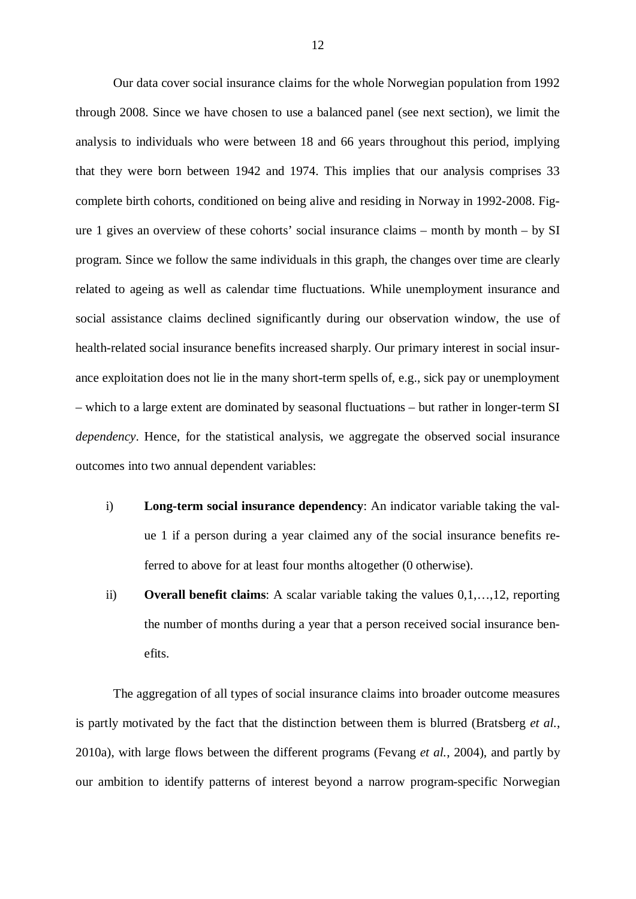Our data cover social insurance claims for the whole Norwegian population from 1992 through 2008. Since we have chosen to use a balanced panel (see next section), we limit the analysis to individuals who were between 18 and 66 years throughout this period, implying that they were born between 1942 and 1974. This implies that our analysis comprises 33 complete birth cohorts, conditioned on being alive and residing in Norway in 1992-2008. Figure 1 gives an overview of these cohorts' social insurance claims – month by month – by SI program. Since we follow the same individuals in this graph, the changes over time are clearly related to ageing as well as calendar time fluctuations. While unemployment insurance and social assistance claims declined significantly during our observation window, the use of health-related social insurance benefits increased sharply. Our primary interest in social insurance exploitation does not lie in the many short-term spells of, e.g., sick pay or unemployment – which to a large extent are dominated by seasonal fluctuations – but rather in longer-term SI *dependency*. Hence, for the statistical analysis, we aggregate the observed social insurance outcomes into two annual dependent variables:

i) **Long-term social insurance dependency**: An indicator variable taking the value 1 if a person during a year claimed any of the social insurance benefits referred to above for at least four months altogether (0 otherwise).

ii) **Overall benefit claims**: A scalar variable taking the values 0,1,…,12, reporting the number of months during a year that a person received social insurance benefits.

The aggregation of all types of social insurance claims into broader outcome measures is partly motivated by the fact that the distinction between them is blurred (Bratsberg *et al.*, 2010a), with large flows between the different programs (Fevang *et al.*, 2004), and partly by our ambition to identify patterns of interest beyond a narrow program-specific Norwegian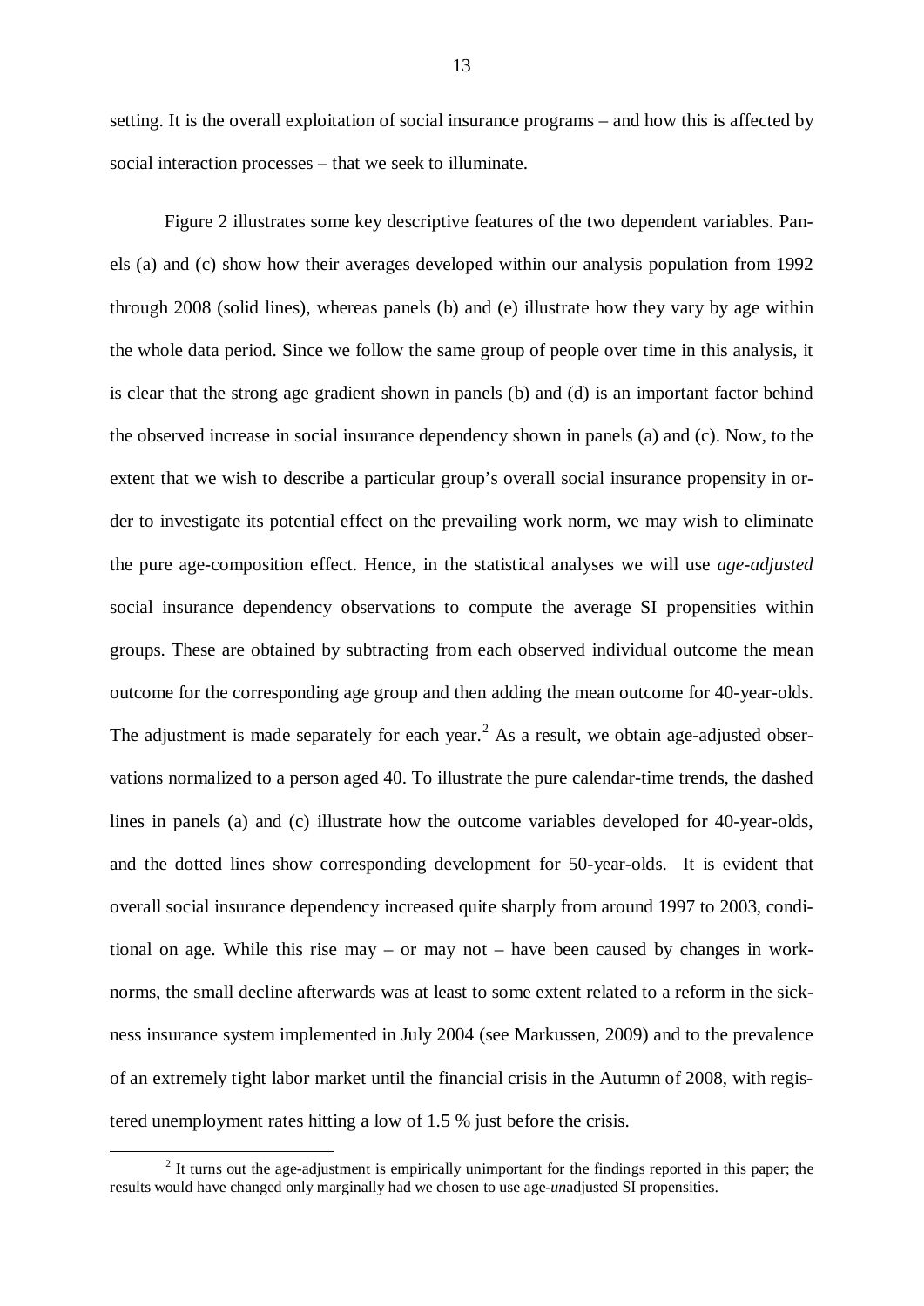setting. It is the overall exploitation of social insurance programs – and how this is affected by social interaction processes – that we seek to illuminate.

Figure 2 illustrates some key descriptive features of the two dependent variables. Panels (a) and (c) show how their averages developed within our analysis population from 1992 through 2008 (solid lines), whereas panels (b) and (e) illustrate how they vary by age within the whole data period. Since we follow the same group of people over time in this analysis, it is clear that the strong age gradient shown in panels (b) and (d) is an important factor behind the observed increase in social insurance dependency shown in panels (a) and (c). Now, to the extent that we wish to describe a particular group's overall social insurance propensity in order to investigate its potential effect on the prevailing work norm, we may wish to eliminate the pure age-composition effect. Hence, in the statistical analyses we will use *age-adjusted* social insurance dependency observations to compute the average SI propensities within groups. These are obtained by subtracting from each observed individual outcome the mean outcome for the corresponding age group and then adding the mean outcome for 40-year-olds. The adjustment is made separately for each year.[2] As a result, we obtain age-adjusted observations normalized to a person aged 40. To illustrate the pure calendar-time trends, the dashed lines in panels (a) and (c) illustrate how the outcome variables developed for 40-year-olds, and the dotted lines show corresponding development for 50-year-olds. It is evident that overall social insurance dependency increased quite sharply from around 1997 to 2003, conditional on age. While this rise may – or may not – have been caused by changes in work-norms, the small decline afterwards was at least to some extent related to a reform in the sickness insurance system implemented in July 2004 (see Markussen, 2009) and to the prevalence of an extremely tight labor market until the financial crisis in the Autumn of 2008, with registered unemployment rates hitting a low of 1.5 % just before the crisis.

[2] It turns out the age-adjustment is empirically unimportant for the findings reported in this paper; the results would have changed only marginally had we chosen to use age-*un*adjusted SI propensities.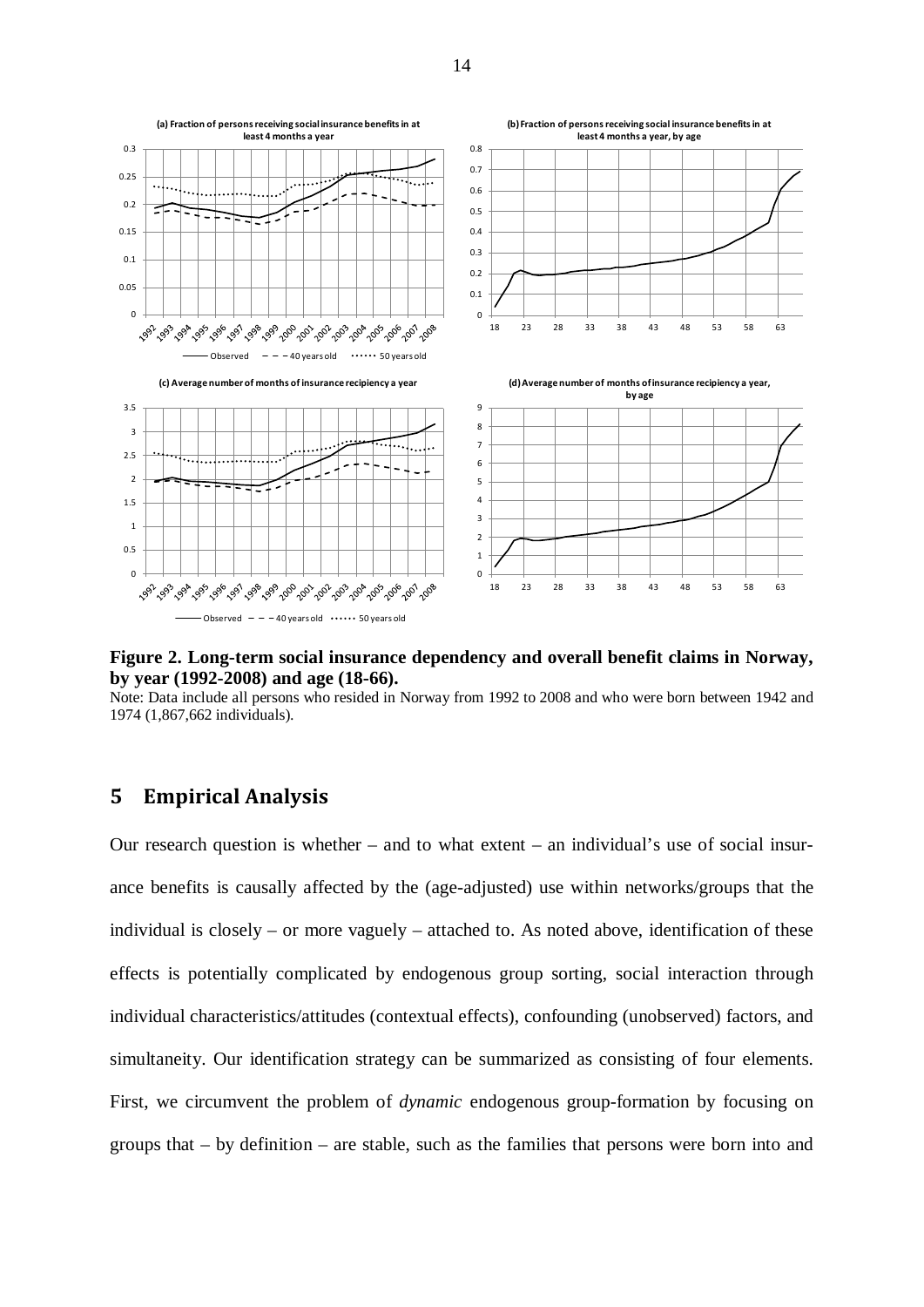**Figure 2. Long-term social insurance dependency and overall benefit claims in Norway, by year (1992-2008) and age (18-66).**

Note: Data include all persons who resided in Norway from 1992 to 2008 and who were born between 1942 and 1974 (1,867,662 individuals).

## 5 Empirical Analysis

Our research question is whether – and to what extent – an individual's use of social insurance benefits is causally affected by the (age-adjusted) use within networks/groups that the individual is closely – or more vaguely – attached to. As noted above, identification of these effects is potentially complicated by endogenous group sorting, social interaction through individual characteristics/attitudes (contextual effects), confounding (unobserved) factors, and simultaneity. Our identification strategy can be summarized as consisting of four elements. First, we circumvent the problem of *dynamic* endogenous group-formation by focusing on groups that – by definition – are stable, such as the families that persons were born into and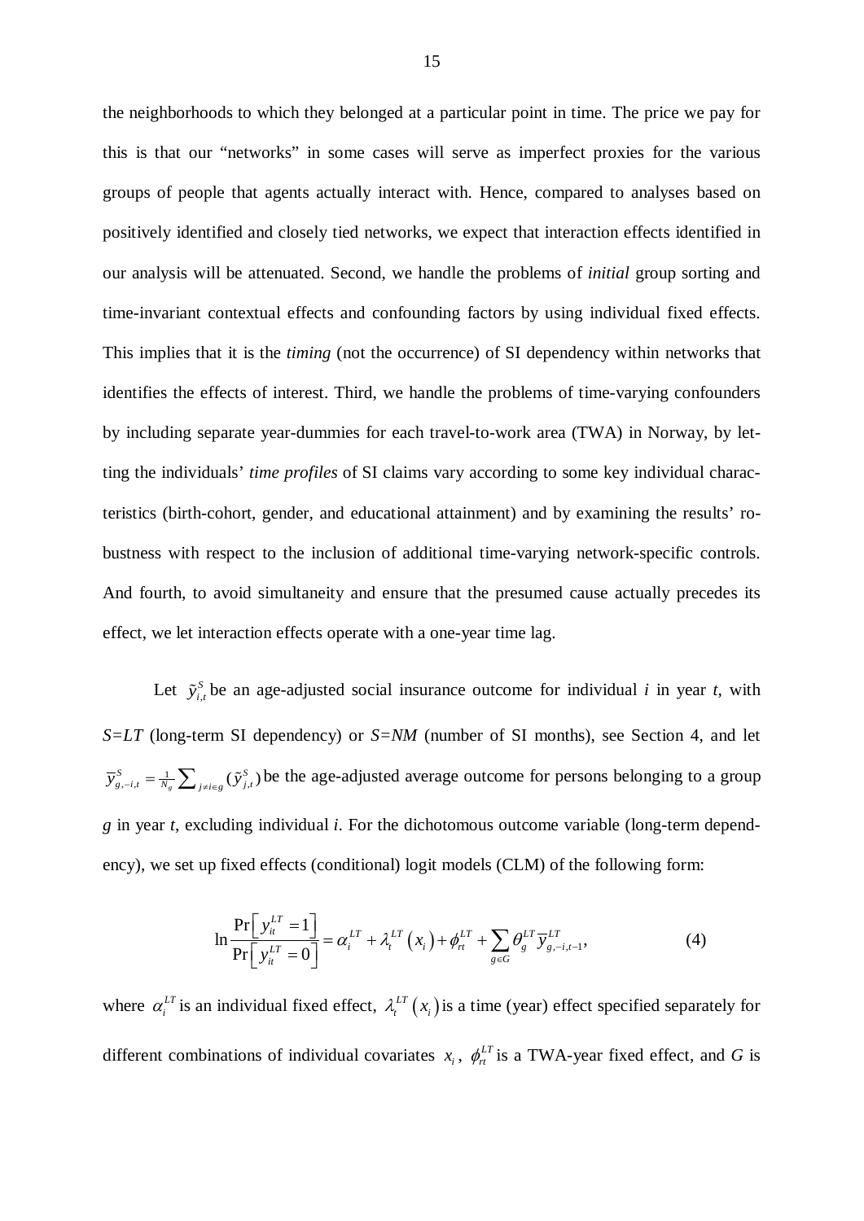the neighborhoods to which they belonged at a particular point in time. The price we pay for this is that our "networks" in some cases will serve as imperfect proxies for the various groups of people that agents actually interact with. Hence, compared to analyses based on positively identified and closely tied networks, we expect that interaction effects identified in our analysis will be attenuated. Second, we handle the problems of *initial* group sorting and time-invariant contextual effects and confounding factors by using individual fixed effects. This implies that it is the *timing* (not the occurrence) of SI dependency within networks that identifies the effects of interest. Third, we handle the problems of time-varying confounders by including separate year-dummies for each travel-to-work area (TWA) in Norway, by letting the individuals' *time profiles* of SI claims vary according to some key individual characteristics (birth-cohort, gender, and educational attainment) and by examining the results' robustness with respect to the inclusion of additional time-varying network-specific controls. And fourth, to avoid simultaneity and ensure that the presumed cause actually precedes its effect, we let interaction effects operate with a one-year time lag.

Let $\tilde{y}_{i,t}^{S}$ be an age-adjusted social insurance outcome for individual $i$ in year $t$, with $S=LT$ (long-term SI dependency) or $S=NM$ (number of SI months), see Section 4, and let $\overline{y}_{g,-i,t}^{S} = \frac{1}{N_g}\sum_{j\neq i\in g}(\tilde{y}_{j,t}^{S})$ be the age-adjusted average outcome for persons belonging to a group $g$ in year $t$, excluding individual $i$. For the dichotomous outcome variable (long-term dependency), we set up fixed effects (conditional) logit models (CLM) of the following form:

$$\ln\frac{\Pr\left[y_{it}^{LT}=1\right]}{\Pr\left[y_{it}^{LT}=0\right]} = \alpha_i^{LT} + \lambda_t^{LT}\left(x_i\right) + \phi_{rt}^{LT} + \sum_{g\in G}\theta_g^{LT}\overline{y}_{g,-i,t-1}^{LT}, \tag{4}$$

where $\alpha_i^{LT}$ is an individual fixed effect, $\lambda_t^{LT}\left(x_i\right)$ is a time (year) effect specified separately for different combinations of individual covariates $x_i$, $\phi_{rt}^{LT}$ is a TWA-year fixed effect, and $G$ is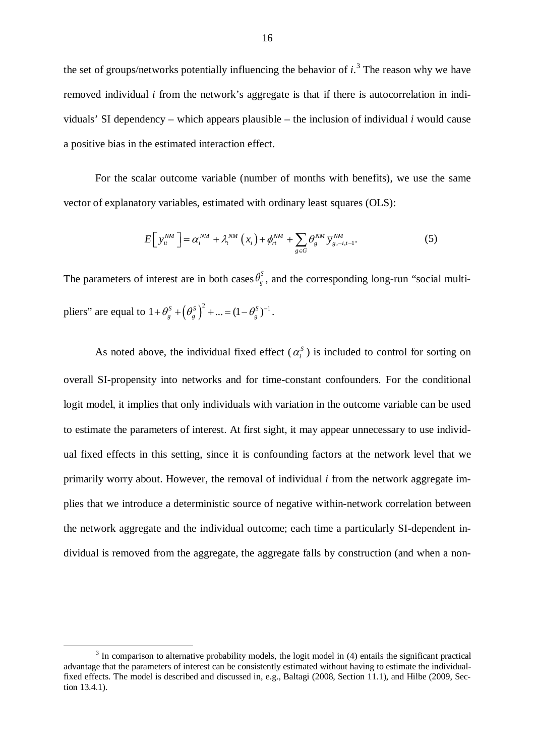the set of groups/networks potentially influencing the behavior of *i*.[3] The reason why we have removed individual *i* from the network's aggregate is that if there is autocorrelation in individuals' SI dependency – which appears plausible – the inclusion of individual *i* would cause a positive bias in the estimated interaction effect.

For the scalar outcome variable (number of months with benefits), we use the same vector of explanatory variables, estimated with ordinary least squares (OLS):

$$E\left[y_{it}^{NM}\right] = \alpha_i^{NM} + \lambda_t^{NM}\left(x_i\right) + \phi_{rt}^{NM} + \sum_{g \in G} \theta_g^{NM} \overline{y}_{g,-i,t-1}^{NM}. \tag{5}$$

The parameters of interest are in both cases $\theta_g^S$, and the corresponding long-run "social multipliers" are equal to $1 + \theta_g^S + \left(\theta_g^S\right)^2 + ... = (1 - \theta_g^S)^{-1}$.

As noted above, the individual fixed effect ($\alpha_i^S$) is included to control for sorting on overall SI-propensity into networks and for time-constant confounders. For the conditional logit model, it implies that only individuals with variation in the outcome variable can be used to estimate the parameters of interest. At first sight, it may appear unnecessary to use individual fixed effects in this setting, since it is confounding factors at the network level that we primarily worry about. However, the removal of individual *i* from the network aggregate implies that we introduce a deterministic source of negative within-network correlation between the network aggregate and the individual outcome; each time a particularly SI-dependent individual is removed from the aggregate, the aggregate falls by construction (and when a non-

[3] In comparison to alternative probability models, the logit model in (4) entails the significant practical advantage that the parameters of interest can be consistently estimated without having to estimate the individual-fixed effects. The model is described and discussed in, e.g., Baltagi (2008, Section 11.1), and Hilbe (2009, Section 13.4.1).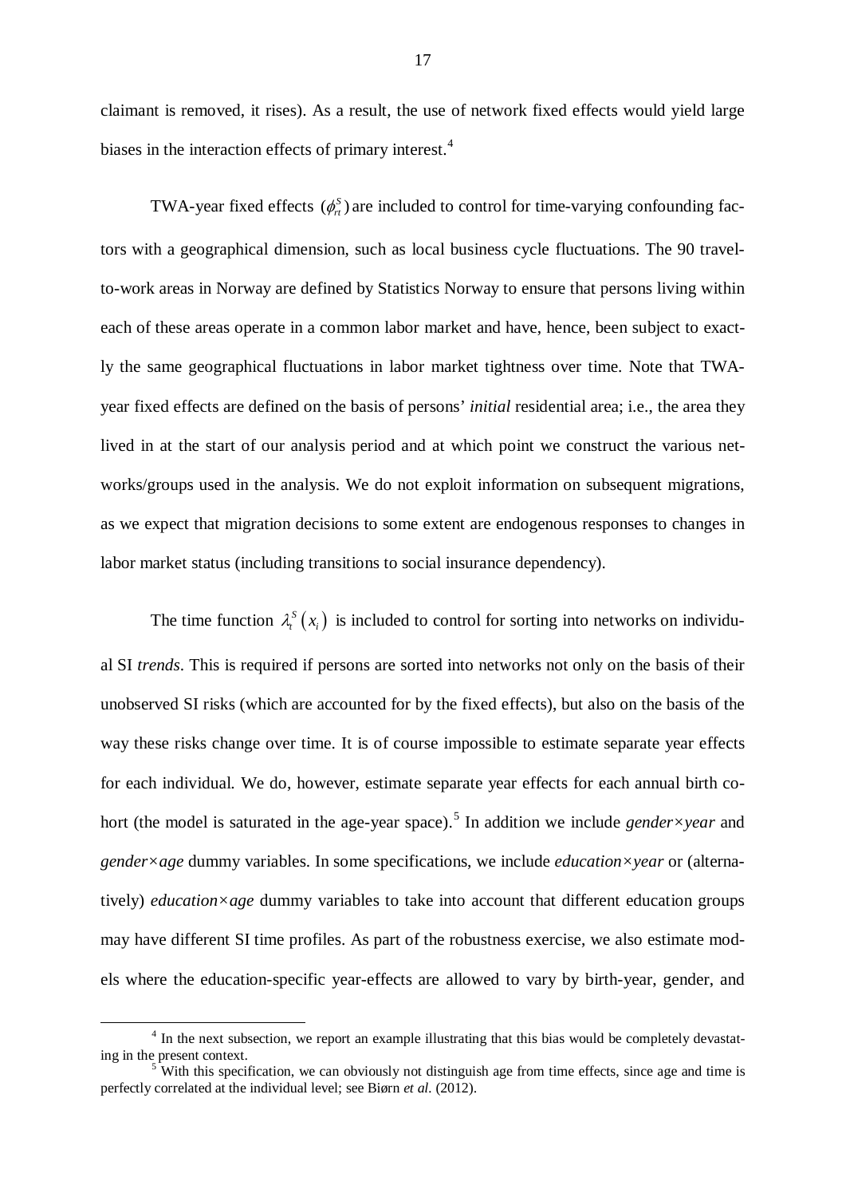claimant is removed, it rises). As a result, the use of network fixed effects would yield large biases in the interaction effects of primary interest.[4]

TWA-year fixed effects ($\phi_{rt}^{S}$) are included to control for time-varying confounding factors with a geographical dimension, such as local business cycle fluctuations. The 90 travel-to-work areas in Norway are defined by Statistics Norway to ensure that persons living within each of these areas operate in a common labor market and have, hence, been subject to exactly the same geographical fluctuations in labor market tightness over time. Note that TWA-year fixed effects are defined on the basis of persons' *initial* residential area; i.e., the area they lived in at the start of our analysis period and at which point we construct the various networks/groups used in the analysis. We do not exploit information on subsequent migrations, as we expect that migration decisions to some extent are endogenous responses to changes in labor market status (including transitions to social insurance dependency).

The time function $\lambda_t^S(x_i)$ is included to control for sorting into networks on individual SI *trends*. This is required if persons are sorted into networks not only on the basis of their unobserved SI risks (which are accounted for by the fixed effects), but also on the basis of the way these risks change over time. It is of course impossible to estimate separate year effects for each individual. We do, however, estimate separate year effects for each annual birth cohort (the model is saturated in the age-year space).[5] In addition we include *gender×year* and *gender×age* dummy variables. In some specifications, we include *education×year* or (alternatively) *education×age* dummy variables to take into account that different education groups may have different SI time profiles. As part of the robustness exercise, we also estimate models where the education-specific year-effects are allowed to vary by birth-year, gender, and

---

[4] In the next subsection, we report an example illustrating that this bias would be completely devastating in the present context.

[5] With this specification, we can obviously not distinguish age from time effects, since age and time is perfectly correlated at the individual level; see Biørn *et al.* (2012).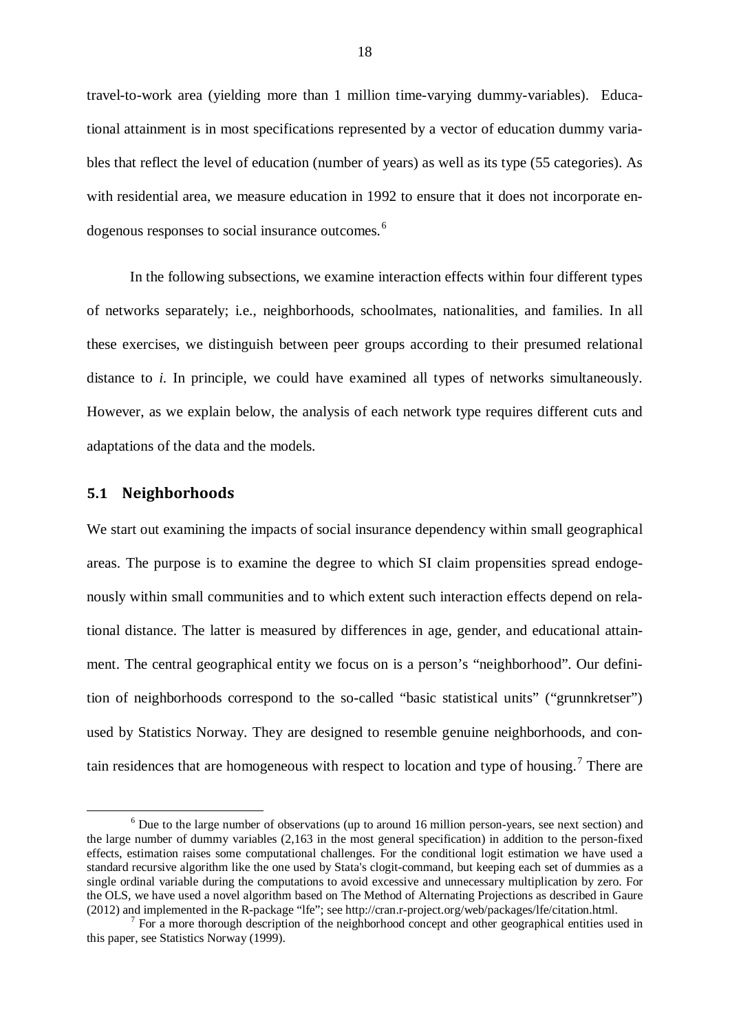travel-to-work area (yielding more than 1 million time-varying dummy-variables). Educational attainment is in most specifications represented by a vector of education dummy variables that reflect the level of education (number of years) as well as its type (55 categories). As with residential area, we measure education in 1992 to ensure that it does not incorporate endogenous responses to social insurance outcomes.[6]

In the following subsections, we examine interaction effects within four different types of networks separately; i.e., neighborhoods, schoolmates, nationalities, and families. In all these exercises, we distinguish between peer groups according to their presumed relational distance to *i.* In principle, we could have examined all types of networks simultaneously. However, as we explain below, the analysis of each network type requires different cuts and adaptations of the data and the models.

## 5.1 Neighborhoods

We start out examining the impacts of social insurance dependency within small geographical areas. The purpose is to examine the degree to which SI claim propensities spread endogenously within small communities and to which extent such interaction effects depend on relational distance. The latter is measured by differences in age, gender, and educational attainment. The central geographical entity we focus on is a person's "neighborhood". Our definition of neighborhoods correspond to the so-called "basic statistical units" ("grunnkretser") used by Statistics Norway. They are designed to resemble genuine neighborhoods, and contain residences that are homogeneous with respect to location and type of housing.[7] There are

[6] Due to the large number of observations (up to around 16 million person-years, see next section) and the large number of dummy variables (2,163 in the most general specification) in addition to the person-fixed effects, estimation raises some computational challenges. For the conditional logit estimation we have used a standard recursive algorithm like the one used by Stata's clogit-command, but keeping each set of dummies as a single ordinal variable during the computations to avoid excessive and unnecessary multiplication by zero. For the OLS, we have used a novel algorithm based on The Method of Alternating Projections as described in Gaure (2012) and implemented in the R-package "lfe"; see http://cran.r-project.org/web/packages/lfe/citation.html.

[7] For a more thorough description of the neighborhood concept and other geographical entities used in this paper, see Statistics Norway (1999).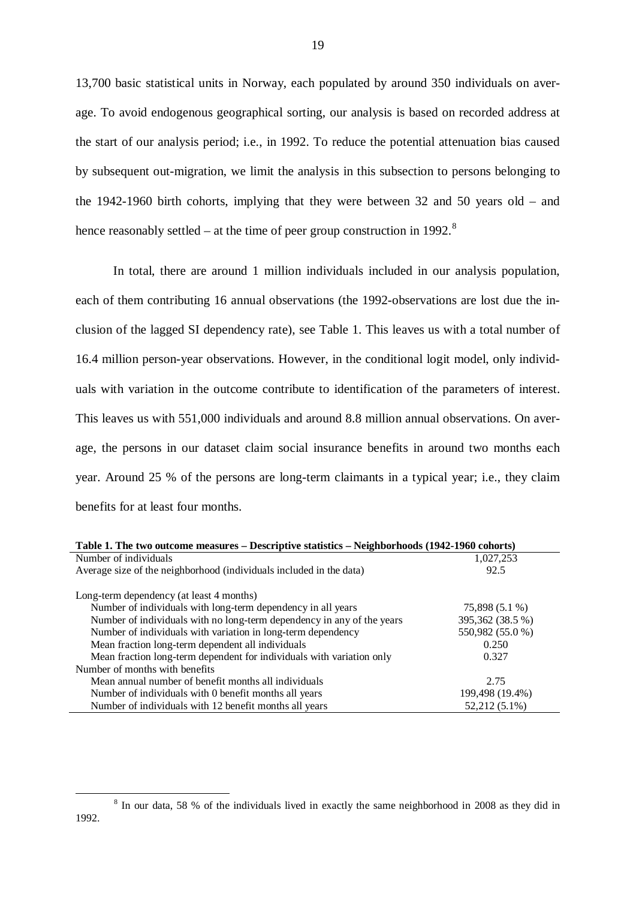13,700 basic statistical units in Norway, each populated by around 350 individuals on average. To avoid endogenous geographical sorting, our analysis is based on recorded address at the start of our analysis period; i.e., in 1992. To reduce the potential attenuation bias caused by subsequent out-migration, we limit the analysis in this subsection to persons belonging to the 1942-1960 birth cohorts, implying that they were between 32 and 50 years old – and hence reasonably settled – at the time of peer group construction in 1992.[8]

In total, there are around 1 million individuals included in our analysis population, each of them contributing 16 annual observations (the 1992-observations are lost due the inclusion of the lagged SI dependency rate), see Table 1. This leaves us with a total number of 16.4 million person-year observations. However, in the conditional logit model, only individuals with variation in the outcome contribute to identification of the parameters of interest. This leaves us with 551,000 individuals and around 8.8 million annual observations. On average, the persons in our dataset claim social insurance benefits in around two months each year. Around 25 % of the persons are long-term claimants in a typical year; i.e., they claim benefits for at least four months.

**Table 1. The two outcome measures – Descriptive statistics – Neighborhoods (1942-1960 cohorts)**

| | |
|---|---|
| Number of individuals | 1,027,253 |
| Average size of the neighborhood (individuals included in the data) | 92.5 |
| | |
| Long-term dependency (at least 4 months) | |
| Number of individuals with long-term dependency in all years | 75,898 (5.1 %) |
| Number of individuals with no long-term dependency in any of the years | 395,362 (38.5 %) |
| Number of individuals with variation in long-term dependency | 550,982 (55.0 %) |
| Mean fraction long-term dependent all individuals | 0.250 |
| Mean fraction long-term dependent for individuals with variation only | 0.327 |
| Number of months with benefits | |
| Mean annual number of benefit months all individuals | 2.75 |
| Number of individuals with 0 benefit months all years | 199,498 (19.4%) |
| Number of individuals with 12 benefit months all years | 52,212 (5.1%) |

[8] In our data, 58 % of the individuals lived in exactly the same neighborhood in 2008 as they did in 1992.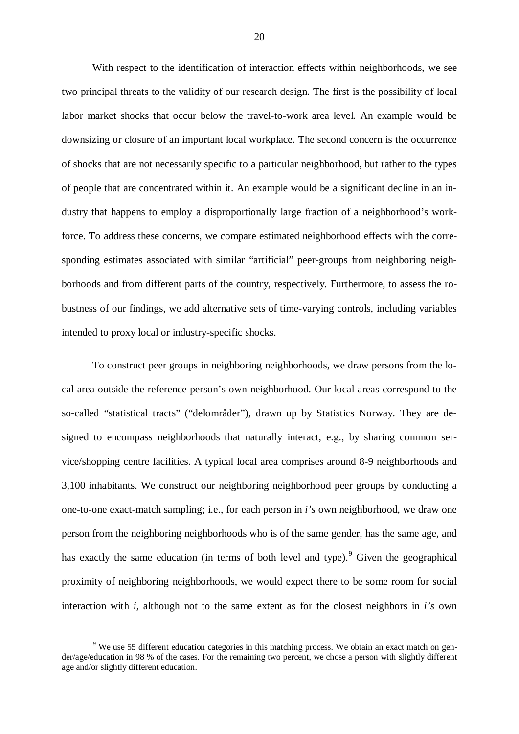With respect to the identification of interaction effects within neighborhoods, we see two principal threats to the validity of our research design. The first is the possibility of local labor market shocks that occur below the travel-to-work area level. An example would be downsizing or closure of an important local workplace. The second concern is the occurrence of shocks that are not necessarily specific to a particular neighborhood, but rather to the types of people that are concentrated within it. An example would be a significant decline in an industry that happens to employ a disproportionally large fraction of a neighborhood's workforce. To address these concerns, we compare estimated neighborhood effects with the corresponding estimates associated with similar "artificial" peer-groups from neighboring neighborhoods and from different parts of the country, respectively. Furthermore, to assess the robustness of our findings, we add alternative sets of time-varying controls, including variables intended to proxy local or industry-specific shocks.

To construct peer groups in neighboring neighborhoods, we draw persons from the local area outside the reference person's own neighborhood. Our local areas correspond to the so-called "statistical tracts" ("delområder"), drawn up by Statistics Norway. They are designed to encompass neighborhoods that naturally interact, e.g., by sharing common service/shopping centre facilities. A typical local area comprises around 8-9 neighborhoods and 3,100 inhabitants. We construct our neighboring neighborhood peer groups by conducting a one-to-one exact-match sampling; i.e., for each person in *i's* own neighborhood, we draw one person from the neighboring neighborhoods who is of the same gender, has the same age, and has exactly the same education (in terms of both level and type).[9] Given the geographical proximity of neighboring neighborhoods, we would expect there to be some room for social interaction with *i*, although not to the same extent as for the closest neighbors in *i's* own

[9] We use 55 different education categories in this matching process. We obtain an exact match on gender/age/education in 98 % of the cases. For the remaining two percent, we chose a person with slightly different age and/or slightly different education.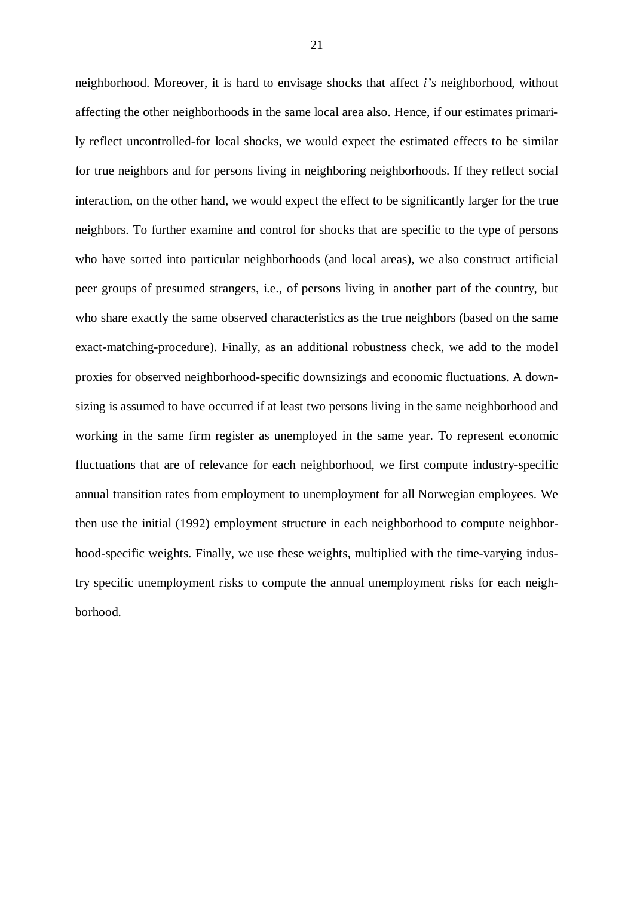neighborhood. Moreover, it is hard to envisage shocks that affect *i's* neighborhood, without affecting the other neighborhoods in the same local area also. Hence, if our estimates primarily reflect uncontrolled-for local shocks, we would expect the estimated effects to be similar for true neighbors and for persons living in neighboring neighborhoods. If they reflect social interaction, on the other hand, we would expect the effect to be significantly larger for the true neighbors. To further examine and control for shocks that are specific to the type of persons who have sorted into particular neighborhoods (and local areas), we also construct artificial peer groups of presumed strangers, i.e., of persons living in another part of the country, but who share exactly the same observed characteristics as the true neighbors (based on the same exact-matching-procedure). Finally, as an additional robustness check, we add to the model proxies for observed neighborhood-specific downsizings and economic fluctuations. A downsizing is assumed to have occurred if at least two persons living in the same neighborhood and working in the same firm register as unemployed in the same year. To represent economic fluctuations that are of relevance for each neighborhood, we first compute industry-specific annual transition rates from employment to unemployment for all Norwegian employees. We then use the initial (1992) employment structure in each neighborhood to compute neighborhood-specific weights. Finally, we use these weights, multiplied with the time-varying industry specific unemployment risks to compute the annual unemployment risks for each neighborhood.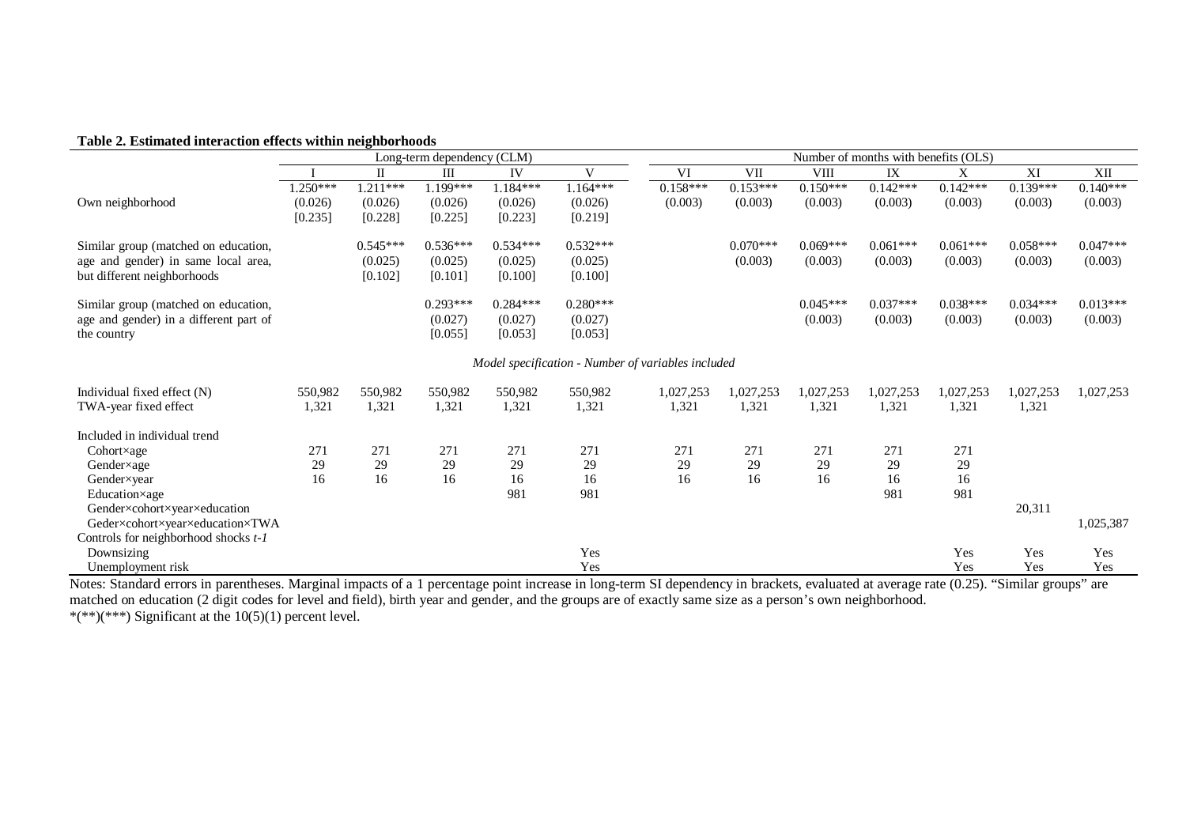**Table 2. Estimated interaction effects within neighborhoods**

| | Long-term dependency (CLM) | | | | | Number of months with benefits (OLS) | | | | | | |
|---|---|---|---|---|---|---|---|---|---|---|---|---|
| | I | II | III | IV | V | VI | VII | VIII | IX | X | XI | XII |
| Own neighborhood | 1.250*** | 1.211*** | 1.199*** | 1.184*** | 1.164*** | 0.158*** | 0.153*** | 0.150*** | 0.142*** | 0.142*** | 0.139*** | 0.140*** |
| | (0.026) | (0.026) | (0.026) | (0.026) | (0.026) | (0.003) | (0.003) | (0.003) | (0.003) | (0.003) | (0.003) | (0.003) |
| | [0.235] | [0.228] | [0.225] | [0.223] | [0.219] | | | | | | | |
| Similar group (matched on education, age and gender) in same local area, but different neighborhoods | | 0.545*** | 0.536*** | 0.534*** | 0.532*** | | 0.070*** | 0.069*** | 0.061*** | 0.061*** | 0.058*** | 0.047*** |
| | | (0.025) | (0.025) | (0.025) | (0.025) | | (0.003) | (0.003) | (0.003) | (0.003) | (0.003) | (0.003) |
| | | [0.102] | [0.101] | [0.100] | [0.100] | | | | | | | |
| Similar group (matched on education, age and gender) in a different part of the country | | | 0.293*** | 0.284*** | 0.280*** | | | 0.045*** | 0.037*** | 0.038*** | 0.034*** | 0.013*** |
| | | | (0.027) | (0.027) | (0.027) | | | (0.003) | (0.003) | (0.003) | (0.003) | (0.003) |
| | | | [0.055] | [0.053] | [0.053] | | | | | | | |
| *Model specification - Number of variables included* | | | | | | | | | | | | |
| Individual fixed effect (N) | 550,982 | 550,982 | 550,982 | 550,982 | 550,982 | 1,027,253 | 1,027,253 | 1,027,253 | 1,027,253 | 1,027,253 | 1,027,253 | 1,027,253 |
| TWA-year fixed effect | 1,321 | 1,321 | 1,321 | 1,321 | 1,321 | 1,321 | 1,321 | 1,321 | 1,321 | 1,321 | 1,321 | |
| Included in individual trend | | | | | | | | | | | | |
| Cohort×age | 271 | 271 | 271 | 271 | 271 | 271 | 271 | 271 | 271 | 271 | | |
| Gender×age | 29 | 29 | 29 | 29 | 29 | 29 | 29 | 29 | 29 | 29 | | |
| Gender×year | 16 | 16 | 16 | 16 | 16 | 16 | 16 | 16 | 16 | 16 | | |
| Education×age | | | | 981 | 981 | | | | 981 | 981 | | |
| Gender×cohort×year×education | | | | | | | | | | | 20,311 | |
| Geder×cohort×year×education×TWA | | | | | | | | | | | | 1,025,387 |
| Controls for neighborhood shocks *t-1* | | | | | | | | | | | | |
| Downsizing | | | | | Yes | | | | | Yes | Yes | Yes |
| Unemployment risk | | | | | Yes | | | | | Yes | Yes | Yes |

Notes: Standard errors in parentheses. Marginal impacts of a 1 percentage point increase in long-term SI dependency in brackets, evaluated at average rate (0.25). "Similar groups" are matched on education (2 digit codes for level and field), birth year and gender, and the groups are of exactly same size as a person's own neighborhood.
*(**)(***) Significant at the 10(5)(1) percent level.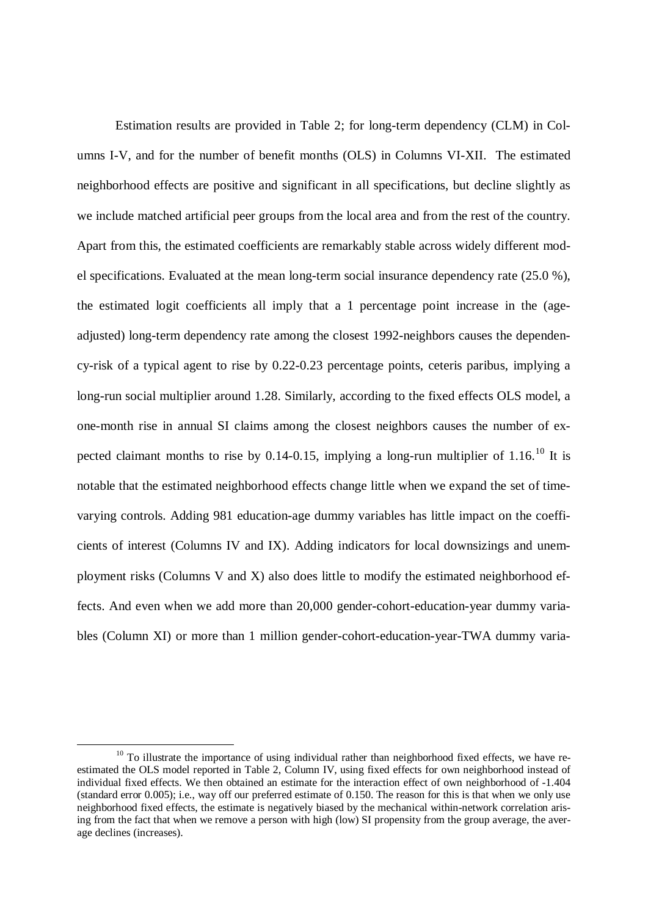Estimation results are provided in Table 2; for long-term dependency (CLM) in Columns I-V, and for the number of benefit months (OLS) in Columns VI-XII. The estimated neighborhood effects are positive and significant in all specifications, but decline slightly as we include matched artificial peer groups from the local area and from the rest of the country. Apart from this, the estimated coefficients are remarkably stable across widely different model specifications. Evaluated at the mean long-term social insurance dependency rate (25.0 %), the estimated logit coefficients all imply that a 1 percentage point increase in the (age-adjusted) long-term dependency rate among the closest 1992-neighbors causes the dependency-risk of a typical agent to rise by 0.22-0.23 percentage points, ceteris paribus, implying a long-run social multiplier around 1.28. Similarly, according to the fixed effects OLS model, a one-month rise in annual SI claims among the closest neighbors causes the number of expected claimant months to rise by 0.14-0.15, implying a long-run multiplier of 1.16.[10] It is notable that the estimated neighborhood effects change little when we expand the set of time-varying controls. Adding 981 education-age dummy variables has little impact on the coefficients of interest (Columns IV and IX). Adding indicators for local downsizings and unemployment risks (Columns V and X) also does little to modify the estimated neighborhood effects. And even when we add more than 20,000 gender-cohort-education-year dummy variables (Column XI) or more than 1 million gender-cohort-education-year-TWA dummy varia-

[10] To illustrate the importance of using individual rather than neighborhood fixed effects, we have re-estimated the OLS model reported in Table 2, Column IV, using fixed effects for own neighborhood instead of individual fixed effects. We then obtained an estimate for the interaction effect of own neighborhood of -1.404 (standard error 0.005); i.e., way off our preferred estimate of 0.150. The reason for this is that when we only use neighborhood fixed effects, the estimate is negatively biased by the mechanical within-network correlation arising from the fact that when we remove a person with high (low) SI propensity from the group average, the average declines (increases).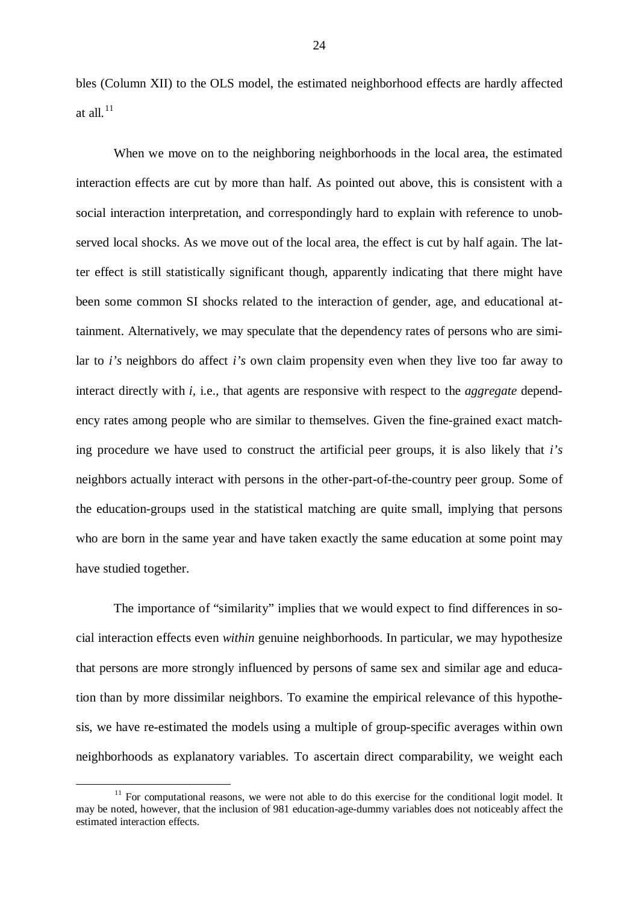bles (Column XII) to the OLS model, the estimated neighborhood effects are hardly affected at all.[11]

When we move on to the neighboring neighborhoods in the local area, the estimated interaction effects are cut by more than half. As pointed out above, this is consistent with a social interaction interpretation, and correspondingly hard to explain with reference to unobserved local shocks. As we move out of the local area, the effect is cut by half again. The latter effect is still statistically significant though, apparently indicating that there might have been some common SI shocks related to the interaction of gender, age, and educational attainment. Alternatively, we may speculate that the dependency rates of persons who are similar to *i's* neighbors do affect *i's* own claim propensity even when they live too far away to interact directly with *i*, i.e., that agents are responsive with respect to the *aggregate* dependency rates among people who are similar to themselves. Given the fine-grained exact matching procedure we have used to construct the artificial peer groups, it is also likely that *i's* neighbors actually interact with persons in the other-part-of-the-country peer group. Some of the education-groups used in the statistical matching are quite small, implying that persons who are born in the same year and have taken exactly the same education at some point may have studied together.

The importance of "similarity" implies that we would expect to find differences in social interaction effects even *within* genuine neighborhoods. In particular, we may hypothesize that persons are more strongly influenced by persons of same sex and similar age and education than by more dissimilar neighbors. To examine the empirical relevance of this hypothesis, we have re-estimated the models using a multiple of group-specific averages within own neighborhoods as explanatory variables. To ascertain direct comparability, we weight each

[11] For computational reasons, we were not able to do this exercise for the conditional logit model. It may be noted, however, that the inclusion of 981 education-age-dummy variables does not noticeably affect the estimated interaction effects.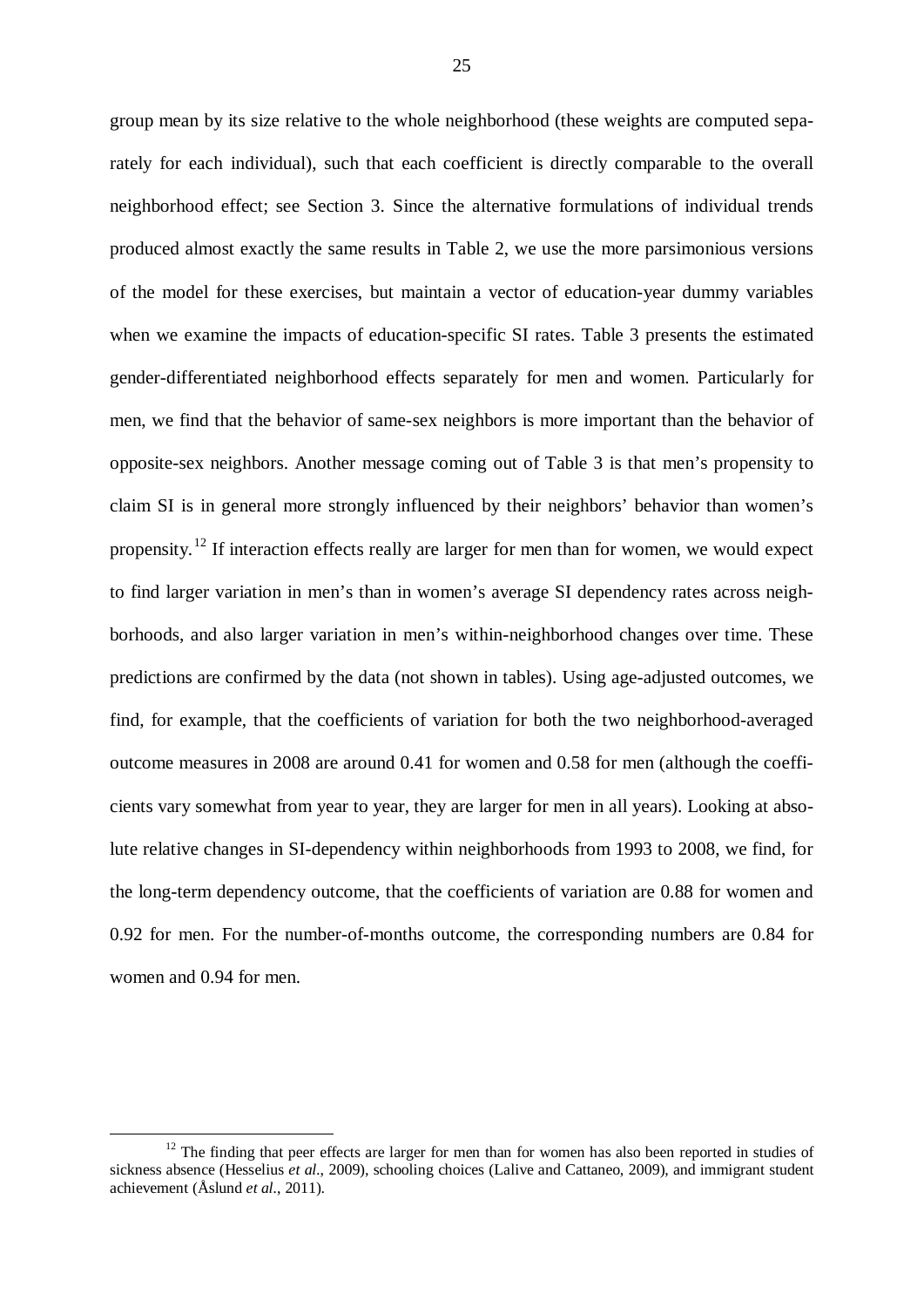group mean by its size relative to the whole neighborhood (these weights are computed separately for each individual), such that each coefficient is directly comparable to the overall neighborhood effect; see Section 3. Since the alternative formulations of individual trends produced almost exactly the same results in Table 2, we use the more parsimonious versions of the model for these exercises, but maintain a vector of education-year dummy variables when we examine the impacts of education-specific SI rates. Table 3 presents the estimated gender-differentiated neighborhood effects separately for men and women. Particularly for men, we find that the behavior of same-sex neighbors is more important than the behavior of opposite-sex neighbors. Another message coming out of Table 3 is that men's propensity to claim SI is in general more strongly influenced by their neighbors' behavior than women's propensity.[12] If interaction effects really are larger for men than for women, we would expect to find larger variation in men's than in women's average SI dependency rates across neighborhoods, and also larger variation in men's within-neighborhood changes over time. These predictions are confirmed by the data (not shown in tables). Using age-adjusted outcomes, we find, for example, that the coefficients of variation for both the two neighborhood-averaged outcome measures in 2008 are around 0.41 for women and 0.58 for men (although the coefficients vary somewhat from year to year, they are larger for men in all years). Looking at absolute relative changes in SI-dependency within neighborhoods from 1993 to 2008, we find, for the long-term dependency outcome, that the coefficients of variation are 0.88 for women and 0.92 for men. For the number-of-months outcome, the corresponding numbers are 0.84 for women and 0.94 for men.

[12] The finding that peer effects are larger for men than for women has also been reported in studies of sickness absence (Hesselius *et al*., 2009), schooling choices (Lalive and Cattaneo, 2009), and immigrant student achievement (Åslund *et al*., 2011).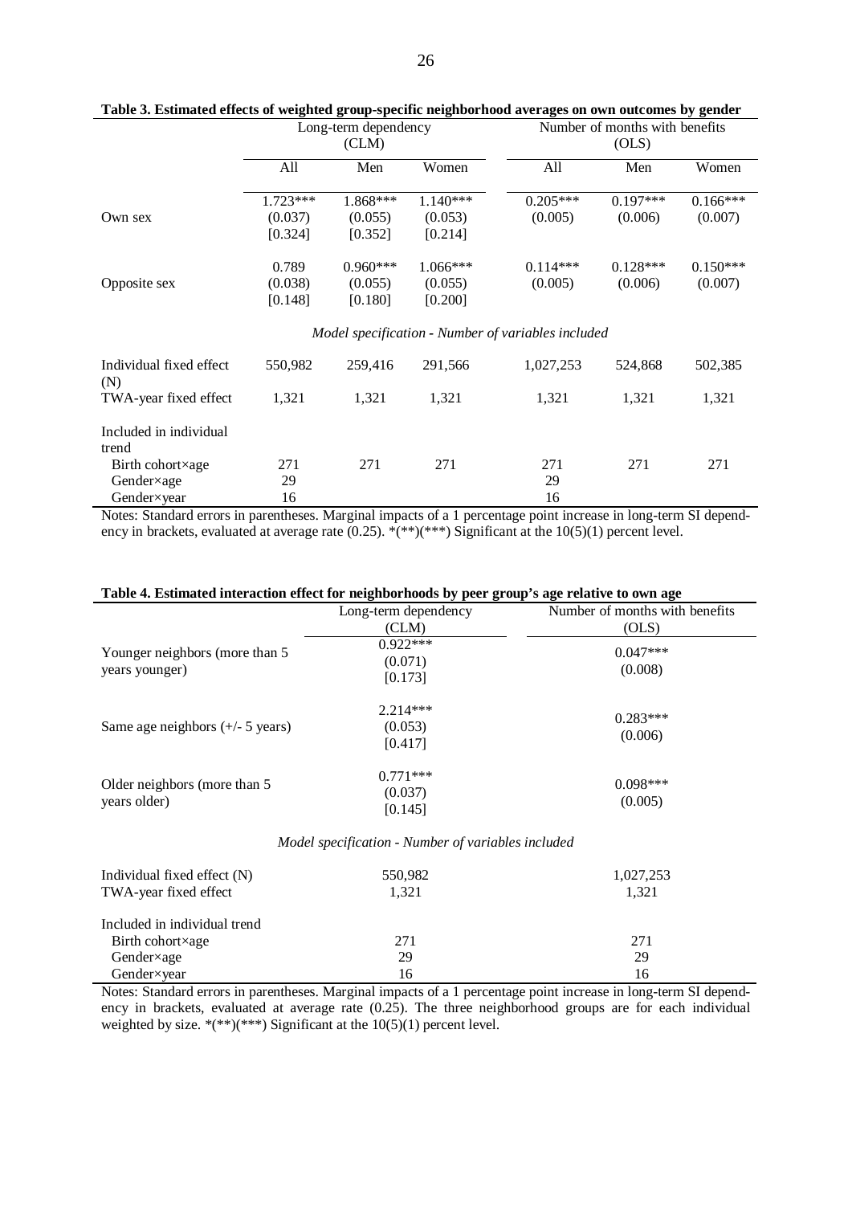**Table 3. Estimated effects of weighted group-specific neighborhood averages on own outcomes by gender**

| | Long-term dependency (CLM) | | | Number of months with benefits (OLS) | | |
|---|---|---|---|---|---|---|
| | All | Men | Women | All | Men | Women |
| Own sex | 1.723*** (0.037) [0.324] | 1.868*** (0.055) [0.352] | 1.140*** (0.053) [0.214] | 0.205*** (0.005) | 0.197*** (0.006) | 0.166*** (0.007) |
| Opposite sex | 0.789 (0.038) [0.148] | 0.960*** (0.055) [0.180] | 1.066*** (0.055) [0.200] | 0.114*** (0.005) | 0.128*** (0.006) | 0.150*** (0.007) |
| *Model specification - Number of variables included* | | | | | | |
| Individual fixed effect (N) | 550,982 | 259,416 | 291,566 | 1,027,253 | 524,868 | 502,385 |
| TWA-year fixed effect | 1,321 | 1,321 | 1,321 | 1,321 | 1,321 | 1,321 |
| Included in individual trend | | | | | | |
| Birth cohort×age | 271 | 271 | 271 | 271 | 271 | 271 |
| Gender×age | 29 | | | 29 | | |
| Gender×year | 16 | | | 16 | | |

Notes: Standard errors in parentheses. Marginal impacts of a 1 percentage point increase in long-term SI dependency in brackets, evaluated at average rate (0.25). *(**)(***) Significant at the 10(5)(1) percent level.

**Table 4. Estimated interaction effect for neighborhoods by peer group's age relative to own age**

| | Long-term dependency (CLM) | Number of months with benefits (OLS) |
|---|---|---|
| Younger neighbors (more than 5 years younger) | 0.922*** (0.071) [0.173] | 0.047*** (0.008) |
| Same age neighbors (+/- 5 years) | 2.214*** (0.053) [0.417] | 0.283*** (0.006) |
| Older neighbors (more than 5 years older) | 0.771*** (0.037) [0.145] | 0.098*** (0.005) |
| *Model specification - Number of variables included* | | |
| Individual fixed effect (N) | 550,982 | 1,027,253 |
| TWA-year fixed effect | 1,321 | 1,321 |
| Included in individual trend | | |
| Birth cohort×age | 271 | 271 |
| Gender×age | 29 | 29 |
| Gender×year | 16 | 16 |

Notes: Standard errors in parentheses. Marginal impacts of a 1 percentage point increase in long-term SI dependency in brackets, evaluated at average rate (0.25). The three neighborhood groups are for each individual weighted by size. *(**)(***) Significant at the 10(5)(1) percent level.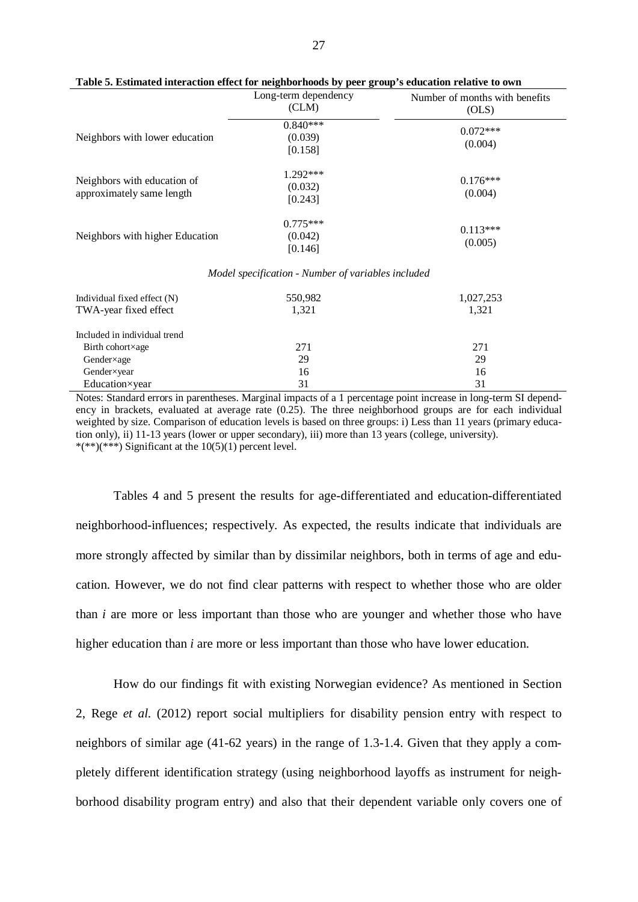**Table 5. Estimated interaction effect for neighborhoods by peer group's education relative to own**

| | Long-term dependency (CLM) | Number of months with benefits (OLS) |
|---|---|---|
| Neighbors with lower education | 0.840***<br>(0.039)<br>[0.158] | 0.072***<br>(0.004) |
| Neighbors with education of approximately same length | 1.292***<br>(0.032)<br>[0.243] | 0.176***<br>(0.004) |
| Neighbors with higher Education | 0.775***<br>(0.042)<br>[0.146] | 0.113***<br>(0.005) |
| *Model specification - Number of variables included* | | |
| Individual fixed effect (N) | 550,982 | 1,027,253 |
| TWA-year fixed effect | 1,321 | 1,321 |
| Included in individual trend | | |
| Birth cohort×age | 271 | 271 |
| Gender×age | 29 | 29 |
| Gender×year | 16 | 16 |
| Education×year | 31 | 31 |

Notes: Standard errors in parentheses. Marginal impacts of a 1 percentage point increase in long-term SI dependency in brackets, evaluated at average rate (0.25). The three neighborhood groups are for each individual weighted by size. Comparison of education levels is based on three groups: i) Less than 11 years (primary education only), ii) 11-13 years (lower or upper secondary), iii) more than 13 years (college, university).
*(**)(***) Significant at the 10(5)(1) percent level.

Tables 4 and 5 present the results for age-differentiated and education-differentiated neighborhood-influences; respectively. As expected, the results indicate that individuals are more strongly affected by similar than by dissimilar neighbors, both in terms of age and education. However, we do not find clear patterns with respect to whether those who are older than *i* are more or less important than those who are younger and whether those who have higher education than *i* are more or less important than those who have lower education.

How do our findings fit with existing Norwegian evidence? As mentioned in Section 2, Rege *et al.* (2012) report social multipliers for disability pension entry with respect to neighbors of similar age (41-62 years) in the range of 1.3-1.4. Given that they apply a completely different identification strategy (using neighborhood layoffs as instrument for neighborhood disability program entry) and also that their dependent variable only covers one of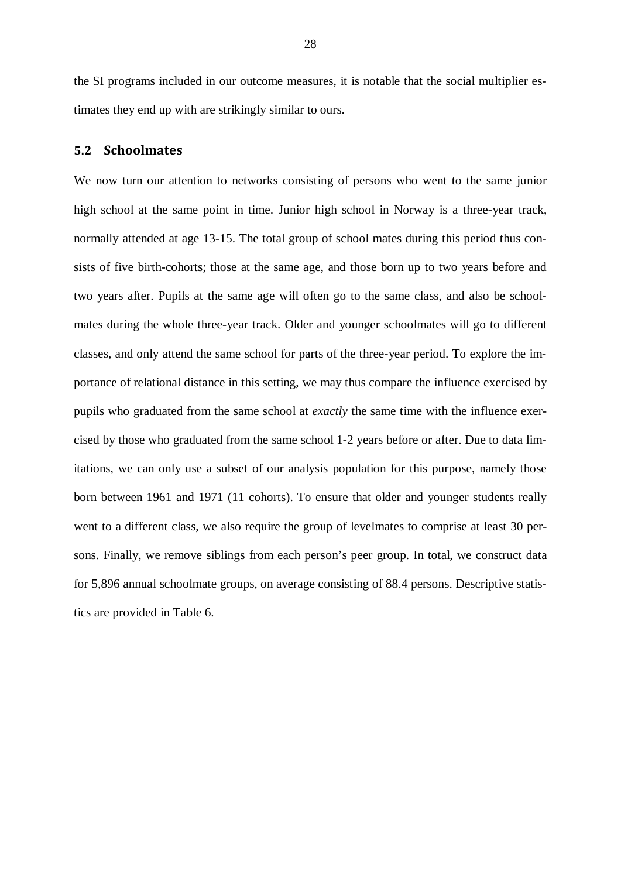the SI programs included in our outcome measures, it is notable that the social multiplier estimates they end up with are strikingly similar to ours.

## 5.2 Schoolmates

We now turn our attention to networks consisting of persons who went to the same junior high school at the same point in time. Junior high school in Norway is a three-year track, normally attended at age 13-15. The total group of school mates during this period thus consists of five birth-cohorts; those at the same age, and those born up to two years before and two years after. Pupils at the same age will often go to the same class, and also be schoolmates during the whole three-year track. Older and younger schoolmates will go to different classes, and only attend the same school for parts of the three-year period. To explore the importance of relational distance in this setting, we may thus compare the influence exercised by pupils who graduated from the same school at *exactly* the same time with the influence exercised by those who graduated from the same school 1-2 years before or after. Due to data limitations, we can only use a subset of our analysis population for this purpose, namely those born between 1961 and 1971 (11 cohorts). To ensure that older and younger students really went to a different class, we also require the group of levelmates to comprise at least 30 persons. Finally, we remove siblings from each person's peer group. In total, we construct data for 5,896 annual schoolmate groups, on average consisting of 88.4 persons. Descriptive statistics are provided in Table 6.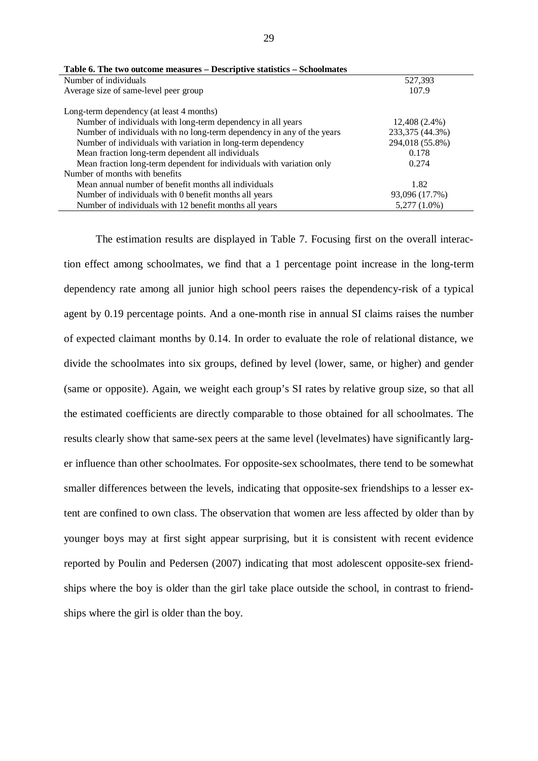**Table 6. The two outcome measures – Descriptive statistics – Schoolmates**

| | |
|---|---|
| Number of individuals | 527,393 |
| Average size of same-level peer group | 107.9 |
| | |
| Long-term dependency (at least 4 months) | |
| Number of individuals with long-term dependency in all years | 12,408 (2.4%) |
| Number of individuals with no long-term dependency in any of the years | 233,375 (44.3%) |
| Number of individuals with variation in long-term dependency | 294,018 (55.8%) |
| Mean fraction long-term dependent all individuals | 0.178 |
| Mean fraction long-term dependent for individuals with variation only | 0.274 |
| Number of months with benefits | |
| Mean annual number of benefit months all individuals | 1.82 |
| Number of individuals with 0 benefit months all years | 93,096 (17.7%) |
| Number of individuals with 12 benefit months all years | 5,277 (1.0%) |

The estimation results are displayed in Table 7. Focusing first on the overall interaction effect among schoolmates, we find that a 1 percentage point increase in the long-term dependency rate among all junior high school peers raises the dependency-risk of a typical agent by 0.19 percentage points. And a one-month rise in annual SI claims raises the number of expected claimant months by 0.14. In order to evaluate the role of relational distance, we divide the schoolmates into six groups, defined by level (lower, same, or higher) and gender (same or opposite). Again, we weight each group's SI rates by relative group size, so that all the estimated coefficients are directly comparable to those obtained for all schoolmates. The results clearly show that same-sex peers at the same level (levelmates) have significantly larger influence than other schoolmates. For opposite-sex schoolmates, there tend to be somewhat smaller differences between the levels, indicating that opposite-sex friendships to a lesser extent are confined to own class. The observation that women are less affected by older than by younger boys may at first sight appear surprising, but it is consistent with recent evidence reported by Poulin and Pedersen (2007) indicating that most adolescent opposite-sex friendships where the boy is older than the girl take place outside the school, in contrast to friendships where the girl is older than the boy.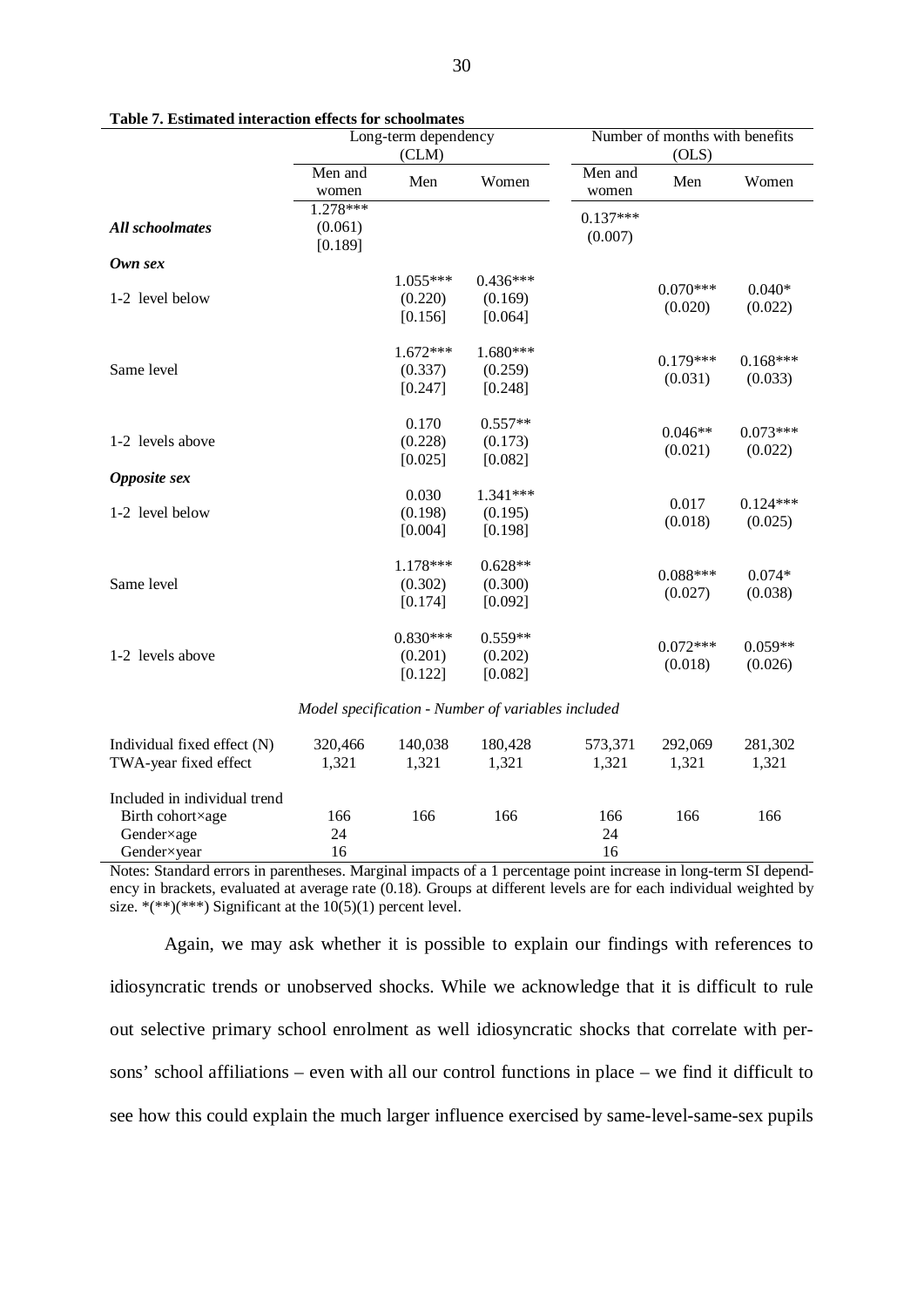**Table 7. Estimated interaction effects for schoolmates**

| | Long-term dependency (CLM) | | | Number of months with benefits (OLS) | | |
|---|---|---|---|---|---|---|
| | Men and women | Men | Women | Men and women | Men | Women |
| ***All schoolmates*** | 1.278*** (0.061) [0.189] | | | 0.137*** (0.007) | | |
| ***Own sex*** | | | | | | |
| 1-2 level below | | 1.055*** (0.220) [0.156] | 0.436*** (0.169) [0.064] | | 0.070*** (0.020) | 0.040* (0.022) |
| Same level | | 1.672*** (0.337) [0.247] | 1.680*** (0.259) [0.248] | | 0.179*** (0.031) | 0.168*** (0.033) |
| 1-2 levels above | | 0.170 (0.228) [0.025] | 0.557** (0.173) [0.082] | | 0.046** (0.021) | 0.073*** (0.022) |
| ***Opposite sex*** | | | | | | |
| 1-2 level below | | 0.030 (0.198) [0.004] | 1.341*** (0.195) [0.198] | | 0.017 (0.018) | 0.124*** (0.025) |
| Same level | | 1.178*** (0.302) [0.174] | 0.628** (0.300) [0.092] | | 0.088*** (0.027) | 0.074* (0.038) |
| 1-2 levels above | | 0.830*** (0.201) [0.122] | 0.559** (0.202) [0.082] | | 0.072*** (0.018) | 0.059** (0.026) |
| *Model specification - Number of variables included* | | | | | | |
| Individual fixed effect (N) | 320,466 | 140,038 | 180,428 | 573,371 | 292,069 | 281,302 |
| TWA-year fixed effect | 1,321 | 1,321 | 1,321 | 1,321 | 1,321 | 1,321 |
| Included in individual trend | | | | | | |
| Birth cohort×age | 166 | 166 | 166 | 166 | 166 | 166 |
| Gender×age | 24 | | | 24 | | |
| Gender×year | 16 | | | 16 | | |

Notes: Standard errors in parentheses. Marginal impacts of a 1 percentage point increase in long-term SI dependency in brackets, evaluated at average rate (0.18). Groups at different levels are for each individual weighted by size. *(**)(***) Significant at the 10(5)(1) percent level.

Again, we may ask whether it is possible to explain our findings with references to idiosyncratic trends or unobserved shocks. While we acknowledge that it is difficult to rule out selective primary school enrolment as well idiosyncratic shocks that correlate with persons' school affiliations – even with all our control functions in place – we find it difficult to see how this could explain the much larger influence exercised by same-level-same-sex pupils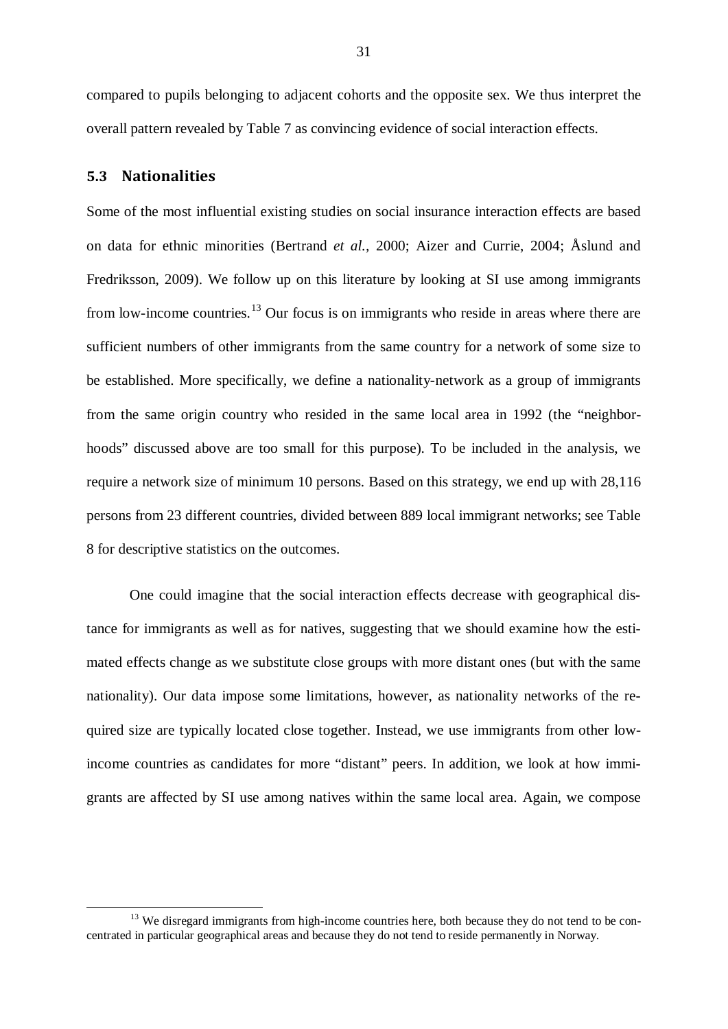compared to pupils belonging to adjacent cohorts and the opposite sex. We thus interpret the overall pattern revealed by Table 7 as convincing evidence of social interaction effects.

### 5.3 Nationalities

Some of the most influential existing studies on social insurance interaction effects are based on data for ethnic minorities (Bertrand *et al.*, 2000; Aizer and Currie, 2004; Åslund and Fredriksson, 2009). We follow up on this literature by looking at SI use among immigrants from low-income countries.[13] Our focus is on immigrants who reside in areas where there are sufficient numbers of other immigrants from the same country for a network of some size to be established. More specifically, we define a nationality-network as a group of immigrants from the same origin country who resided in the same local area in 1992 (the "neighborhoods" discussed above are too small for this purpose). To be included in the analysis, we require a network size of minimum 10 persons. Based on this strategy, we end up with 28,116 persons from 23 different countries, divided between 889 local immigrant networks; see Table 8 for descriptive statistics on the outcomes.

One could imagine that the social interaction effects decrease with geographical distance for immigrants as well as for natives, suggesting that we should examine how the estimated effects change as we substitute close groups with more distant ones (but with the same nationality). Our data impose some limitations, however, as nationality networks of the required size are typically located close together. Instead, we use immigrants from other low-income countries as candidates for more "distant" peers. In addition, we look at how immigrants are affected by SI use among natives within the same local area. Again, we compose

[13] We disregard immigrants from high-income countries here, both because they do not tend to be concentrated in particular geographical areas and because they do not tend to reside permanently in Norway.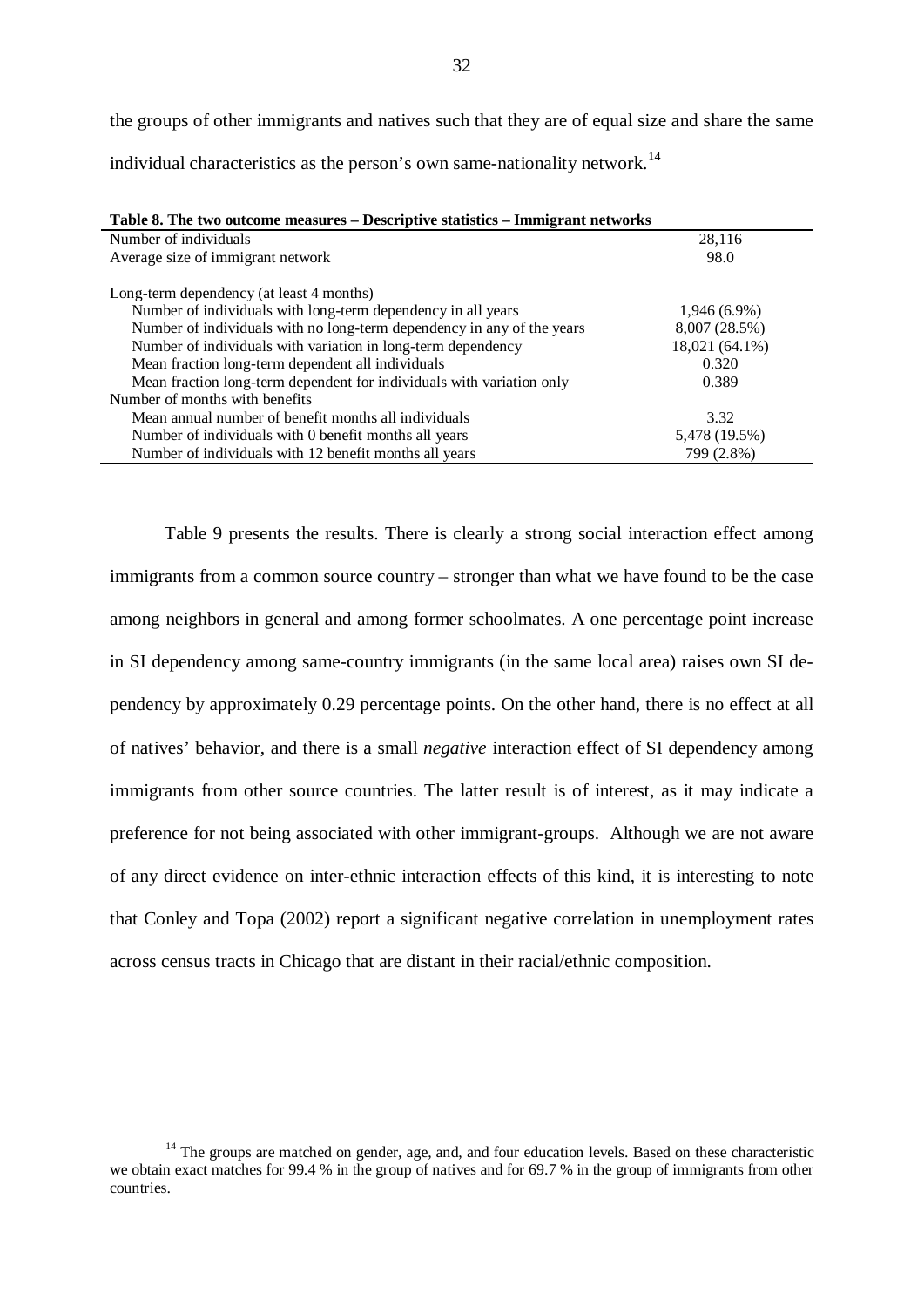the groups of other immigrants and natives such that they are of equal size and share the same individual characteristics as the person's own same-nationality network.[14]

**Table 8. The two outcome measures – Descriptive statistics – Immigrant networks**

| | |
|---|---|
| Number of individuals | 28,116 |
| Average size of immigrant network | 98.0 |
| | |
| Long-term dependency (at least 4 months) | |
| Number of individuals with long-term dependency in all years | 1,946 (6.9%) |
| Number of individuals with no long-term dependency in any of the years | 8,007 (28.5%) |
| Number of individuals with variation in long-term dependency | 18,021 (64.1%) |
| Mean fraction long-term dependent all individuals | 0.320 |
| Mean fraction long-term dependent for individuals with variation only | 0.389 |
| Number of months with benefits | |
| Mean annual number of benefit months all individuals | 3.32 |
| Number of individuals with 0 benefit months all years | 5,478 (19.5%) |
| Number of individuals with 12 benefit months all years | 799 (2.8%) |

Table 9 presents the results. There is clearly a strong social interaction effect among immigrants from a common source country – stronger than what we have found to be the case among neighbors in general and among former schoolmates. A one percentage point increase in SI dependency among same-country immigrants (in the same local area) raises own SI dependency by approximately 0.29 percentage points. On the other hand, there is no effect at all of natives' behavior, and there is a small *negative* interaction effect of SI dependency among immigrants from other source countries. The latter result is of interest, as it may indicate a preference for not being associated with other immigrant-groups. Although we are not aware of any direct evidence on inter-ethnic interaction effects of this kind, it is interesting to note that Conley and Topa (2002) report a significant negative correlation in unemployment rates across census tracts in Chicago that are distant in their racial/ethnic composition.

[14] The groups are matched on gender, age, and, and four education levels. Based on these characteristic we obtain exact matches for 99.4 % in the group of natives and for 69.7 % in the group of immigrants from other countries.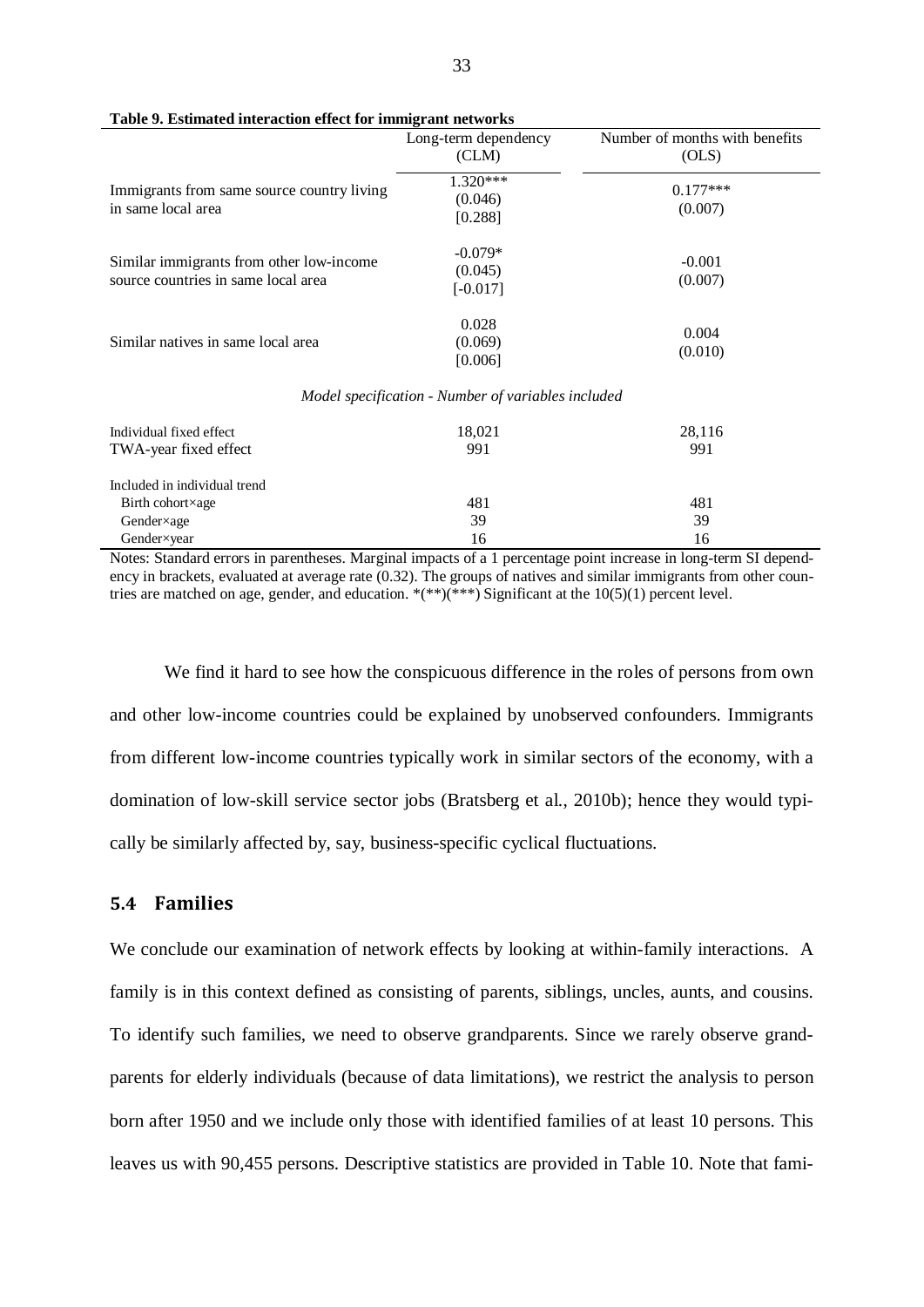**Table 9. Estimated interaction effect for immigrant networks**

| | Long-term dependency (CLM) | Number of months with benefits (OLS) |
|---|---|---|
| Immigrants from same source country living in same local area | 1.320***<br>(0.046)<br>[0.288] | 0.177***<br>(0.007) |
| Similar immigrants from other low-income source countries in same local area | -0.079*<br>(0.045)<br>[-0.017] | -0.001<br>(0.007) |
| Similar natives in same local area | 0.028<br>(0.069)<br>[0.006] | 0.004<br>(0.010) |
| *Model specification - Number of variables included* | | |
| Individual fixed effect | 18,021 | 28,116 |
| TWA-year fixed effect | 991 | 991 |
| Included in individual trend | | |
| Birth cohort×age | 481 | 481 |
| Gender×age | 39 | 39 |
| Gender×year | 16 | 16 |

Notes: Standard errors in parentheses. Marginal impacts of a 1 percentage point increase in long-term SI dependency in brackets, evaluated at average rate (0.32). The groups of natives and similar immigrants from other countries are matched on age, gender, and education. *(**)(***) Significant at the 10(5)(1) percent level.

We find it hard to see how the conspicuous difference in the roles of persons from own and other low-income countries could be explained by unobserved confounders. Immigrants from different low-income countries typically work in similar sectors of the economy, with a domination of low-skill service sector jobs (Bratsberg et al., 2010b); hence they would typically be similarly affected by, say, business-specific cyclical fluctuations.

## 5.4 Families

We conclude our examination of network effects by looking at within-family interactions. A family is in this context defined as consisting of parents, siblings, uncles, aunts, and cousins. To identify such families, we need to observe grandparents. Since we rarely observe grandparents for elderly individuals (because of data limitations), we restrict the analysis to person born after 1950 and we include only those with identified families of at least 10 persons. This leaves us with 90,455 persons. Descriptive statistics are provided in Table 10. Note that fami-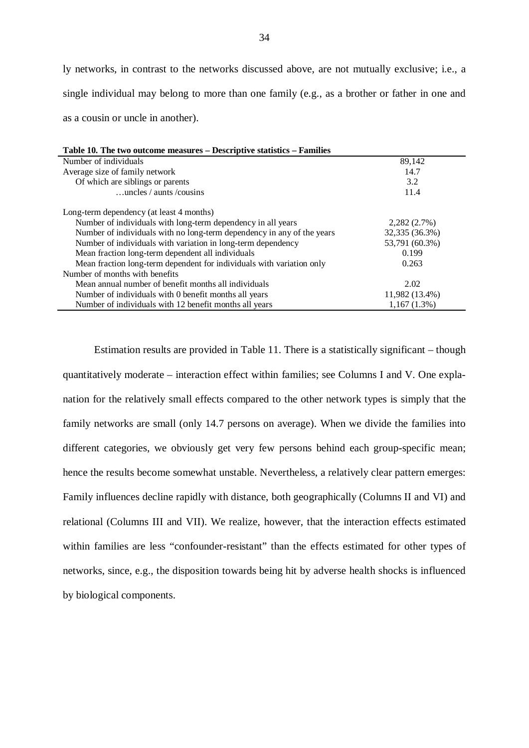ly networks, in contrast to the networks discussed above, are not mutually exclusive; i.e., a single individual may belong to more than one family (e.g., as a brother or father in one and as a cousin or uncle in another).

**Table 10. The two outcome measures – Descriptive statistics – Families**

| | |
|---|---|
| Number of individuals | 89,142 |
| Average size of family network | 14.7 |
| Of which are siblings or parents | 3.2 |
| …uncles / aunts /cousins | 11.4 |
| | |
| Long-term dependency (at least 4 months) | |
| Number of individuals with long-term dependency in all years | 2,282 (2.7%) |
| Number of individuals with no long-term dependency in any of the years | 32,335 (36.3%) |
| Number of individuals with variation in long-term dependency | 53,791 (60.3%) |
| Mean fraction long-term dependent all individuals | 0.199 |
| Mean fraction long-term dependent for individuals with variation only | 0.263 |
| Number of months with benefits | |
| Mean annual number of benefit months all individuals | 2.02 |
| Number of individuals with 0 benefit months all years | 11,982 (13.4%) |
| Number of individuals with 12 benefit months all years | 1,167 (1.3%) |

Estimation results are provided in Table 11. There is a statistically significant – though quantitatively moderate – interaction effect within families; see Columns I and V. One explanation for the relatively small effects compared to the other network types is simply that the family networks are small (only 14.7 persons on average). When we divide the families into different categories, we obviously get very few persons behind each group-specific mean; hence the results become somewhat unstable. Nevertheless, a relatively clear pattern emerges: Family influences decline rapidly with distance, both geographically (Columns II and VI) and relational (Columns III and VII). We realize, however, that the interaction effects estimated within families are less "confounder-resistant" than the effects estimated for other types of networks, since, e.g., the disposition towards being hit by adverse health shocks is influenced by biological components.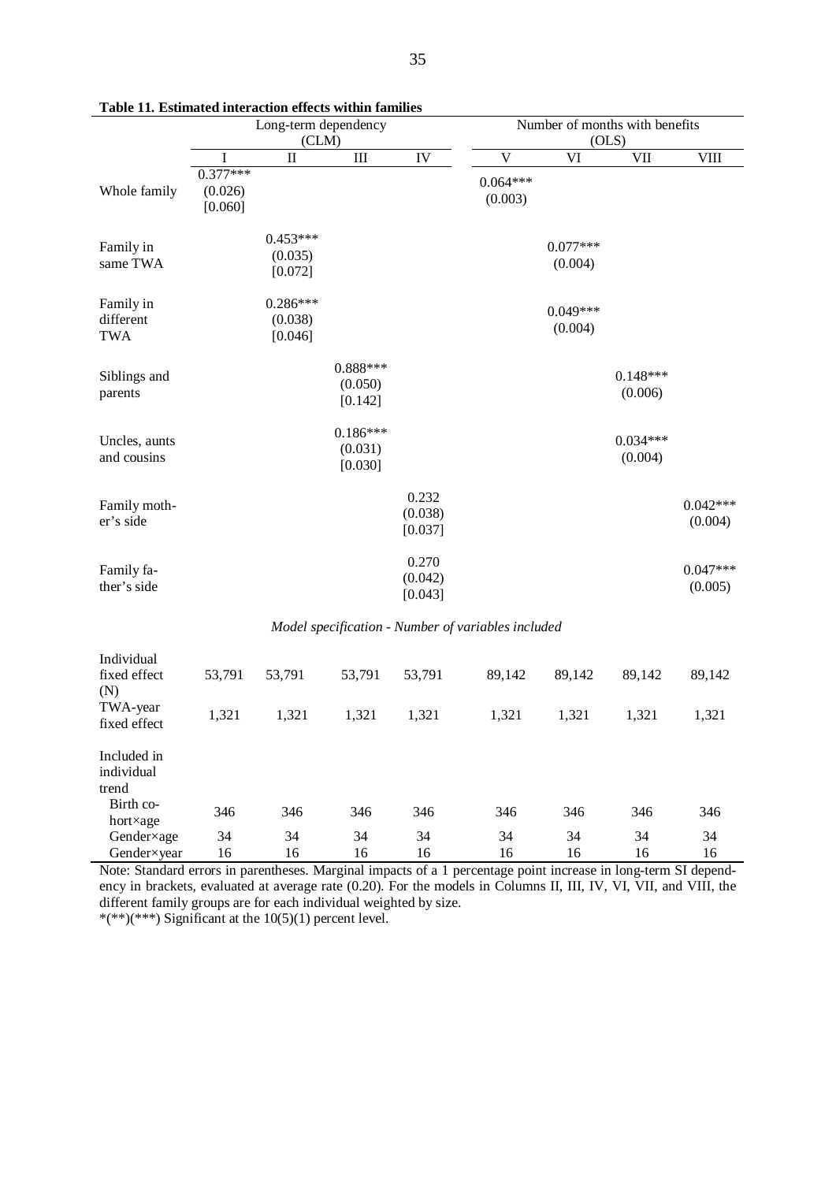**Table 11. Estimated interaction effects within families**

| | Long-term dependency (CLM) | | | | Number of months with benefits (OLS) | | | |
|---|---|---|---|---|---|---|---|---|
| | I | II | III | IV | V | VI | VII | VIII |
| Whole family | 0.377*** (0.026) [0.060] | | | | 0.064*** (0.003) | | | |
| Family in same TWA | | 0.453*** (0.035) [0.072] | | | | 0.077*** (0.004) | | |
| Family in different TWA | | 0.286*** (0.038) [0.046] | | | | 0.049*** (0.004) | | |
| Siblings and parents | | | 0.888*** (0.050) [0.142] | | | | 0.148*** (0.006) | |
| Uncles, aunts and cousins | | | 0.186*** (0.031) [0.030] | | | | 0.034*** (0.004) | |
| Family mother's side | | | | 0.232 (0.038) [0.037] | | | | 0.042*** (0.004) |
| Family father's side | | | | 0.270 (0.042) [0.043] | | | | 0.047*** (0.005) |
| *Model specification - Number of variables included* | | | | | | | | |
| Individual fixed effect (N) | 53,791 | 53,791 | 53,791 | 53,791 | 89,142 | 89,142 | 89,142 | 89,142 |
| TWA-year fixed effect | 1,321 | 1,321 | 1,321 | 1,321 | 1,321 | 1,321 | 1,321 | 1,321 |
| Included in individual trend | | | | | | | | |
| Birth cohort×age | 346 | 346 | 346 | 346 | 346 | 346 | 346 | 346 |
| Gender×age | 34 | 34 | 34 | 34 | 34 | 34 | 34 | 34 |
| Gender×year | 16 | 16 | 16 | 16 | 16 | 16 | 16 | 16 |

Note: Standard errors in parentheses. Marginal impacts of a 1 percentage point increase in long-term SI dependency in brackets, evaluated at average rate (0.20). For the models in Columns II, III, IV, VI, VII, and VIII, the different family groups are for each individual weighted by size.
*(**)(***) Significant at the 10(5)(1) percent level.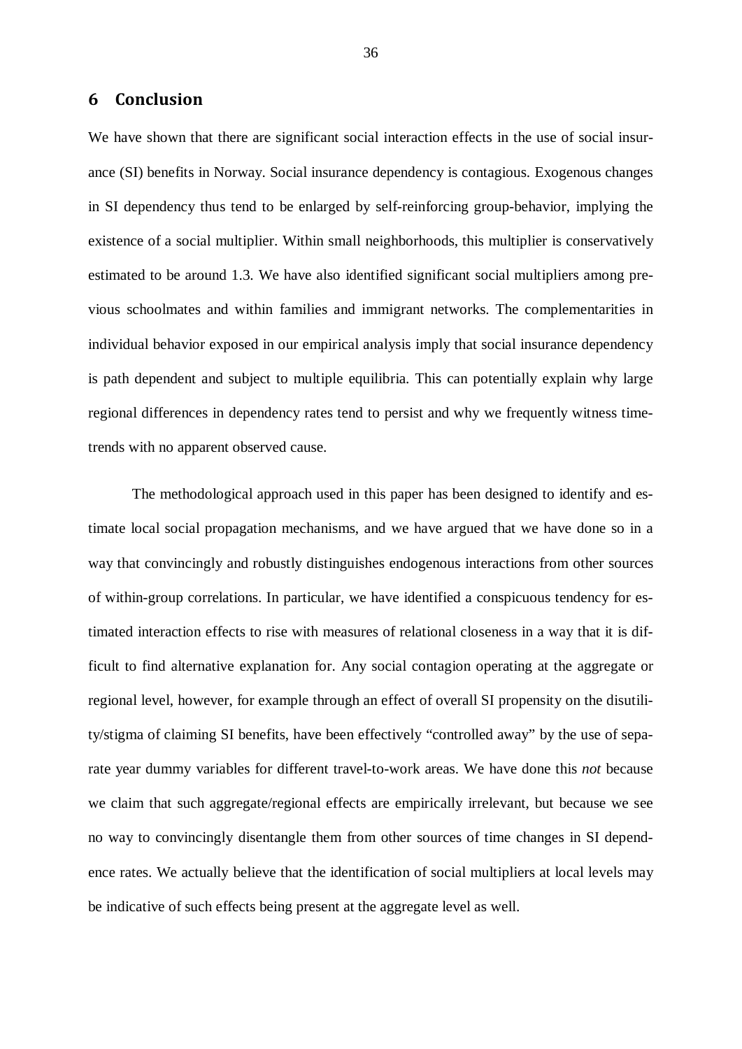## 6 Conclusion

We have shown that there are significant social interaction effects in the use of social insurance (SI) benefits in Norway. Social insurance dependency is contagious. Exogenous changes in SI dependency thus tend to be enlarged by self-reinforcing group-behavior, implying the existence of a social multiplier. Within small neighborhoods, this multiplier is conservatively estimated to be around 1.3. We have also identified significant social multipliers among previous schoolmates and within families and immigrant networks. The complementarities in individual behavior exposed in our empirical analysis imply that social insurance dependency is path dependent and subject to multiple equilibria. This can potentially explain why large regional differences in dependency rates tend to persist and why we frequently witness time-trends with no apparent observed cause.

The methodological approach used in this paper has been designed to identify and estimate local social propagation mechanisms, and we have argued that we have done so in a way that convincingly and robustly distinguishes endogenous interactions from other sources of within-group correlations. In particular, we have identified a conspicuous tendency for estimated interaction effects to rise with measures of relational closeness in a way that it is difficult to find alternative explanation for. Any social contagion operating at the aggregate or regional level, however, for example through an effect of overall SI propensity on the disutility/stigma of claiming SI benefits, have been effectively "controlled away" by the use of separate year dummy variables for different travel-to-work areas. We have done this *not* because we claim that such aggregate/regional effects are empirically irrelevant, but because we see no way to convincingly disentangle them from other sources of time changes in SI dependence rates. We actually believe that the identification of social multipliers at local levels may be indicative of such effects being present at the aggregate level as well.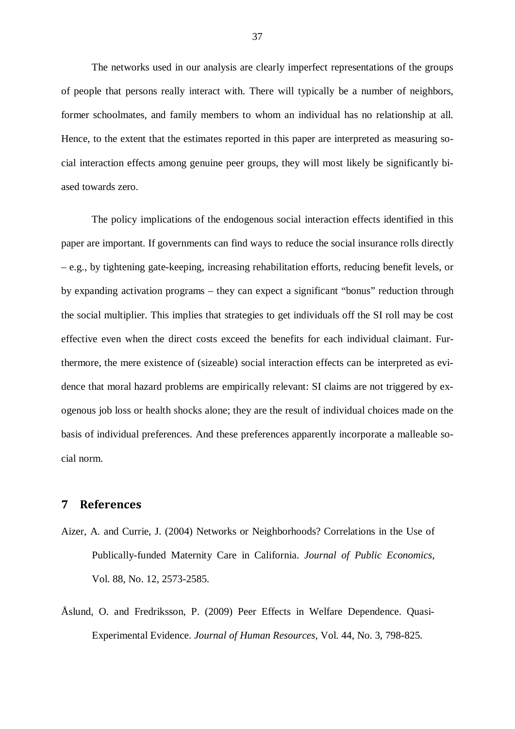The networks used in our analysis are clearly imperfect representations of the groups of people that persons really interact with. There will typically be a number of neighbors, former schoolmates, and family members to whom an individual has no relationship at all. Hence, to the extent that the estimates reported in this paper are interpreted as measuring social interaction effects among genuine peer groups, they will most likely be significantly biased towards zero.

The policy implications of the endogenous social interaction effects identified in this paper are important. If governments can find ways to reduce the social insurance rolls directly – e.g., by tightening gate-keeping, increasing rehabilitation efforts, reducing benefit levels, or by expanding activation programs – they can expect a significant "bonus" reduction through the social multiplier. This implies that strategies to get individuals off the SI roll may be cost effective even when the direct costs exceed the benefits for each individual claimant. Furthermore, the mere existence of (sizeable) social interaction effects can be interpreted as evidence that moral hazard problems are empirically relevant: SI claims are not triggered by exogenous job loss or health shocks alone; they are the result of individual choices made on the basis of individual preferences. And these preferences apparently incorporate a malleable social norm.

## 7 References

Aizer, A. and Currie, J. (2004) Networks or Neighborhoods? Correlations in the Use of Publically-funded Maternity Care in California. *Journal of Public Economics*, Vol. 88, No. 12, 2573-2585.

Åslund, O. and Fredriksson, P. (2009) Peer Effects in Welfare Dependence. Quasi-Experimental Evidence. *Journal of Human Resources*, Vol. 44, No. 3, 798-825.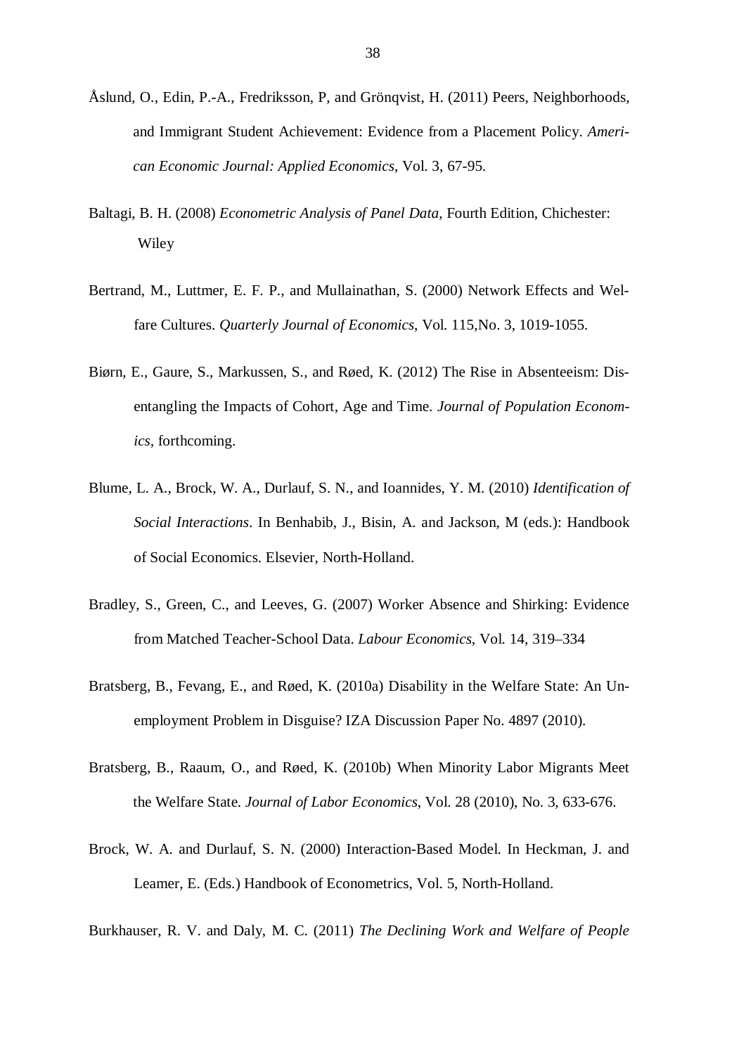Åslund, O., Edin, P.-A., Fredriksson, P, and Grönqvist, H. (2011) Peers, Neighborhoods, and Immigrant Student Achievement: Evidence from a Placement Policy. *American Economic Journal: Applied Economics*, Vol. 3, 67-95.

Baltagi, B. H. (2008) *Econometric Analysis of Panel Data*, Fourth Edition, Chichester: Wiley

Bertrand, M., Luttmer, E. F. P., and Mullainathan, S. (2000) Network Effects and Welfare Cultures. *Quarterly Journal of Economics*, Vol. 115,No. 3, 1019-1055.

Biørn, E., Gaure, S., Markussen, S., and Røed, K. (2012) The Rise in Absenteeism: Disentangling the Impacts of Cohort, Age and Time. *Journal of Population Economics*, forthcoming.

Blume, L. A., Brock, W. A., Durlauf, S. N., and Ioannides, Y. M. (2010) *Identification of Social Interactions*. In Benhabib, J., Bisin, A. and Jackson, M (eds.): Handbook of Social Economics. Elsevier, North-Holland.

Bradley, S., Green, C., and Leeves, G. (2007) Worker Absence and Shirking: Evidence from Matched Teacher-School Data. *Labour Economics*, Vol. 14, 319–334

Bratsberg, B., Fevang, E., and Røed, K. (2010a) Disability in the Welfare State: An Unemployment Problem in Disguise? IZA Discussion Paper No. 4897 (2010).

Bratsberg, B., Raaum, O., and Røed, K. (2010b) When Minority Labor Migrants Meet the Welfare State. *Journal of Labor Economics*, Vol. 28 (2010), No. 3, 633-676.

Brock, W. A. and Durlauf, S. N. (2000) Interaction-Based Model. In Heckman, J. and Leamer, E. (Eds.) Handbook of Econometrics, Vol. 5, North-Holland.

Burkhauser, R. V. and Daly, M. C. (2011) *The Declining Work and Welfare of People*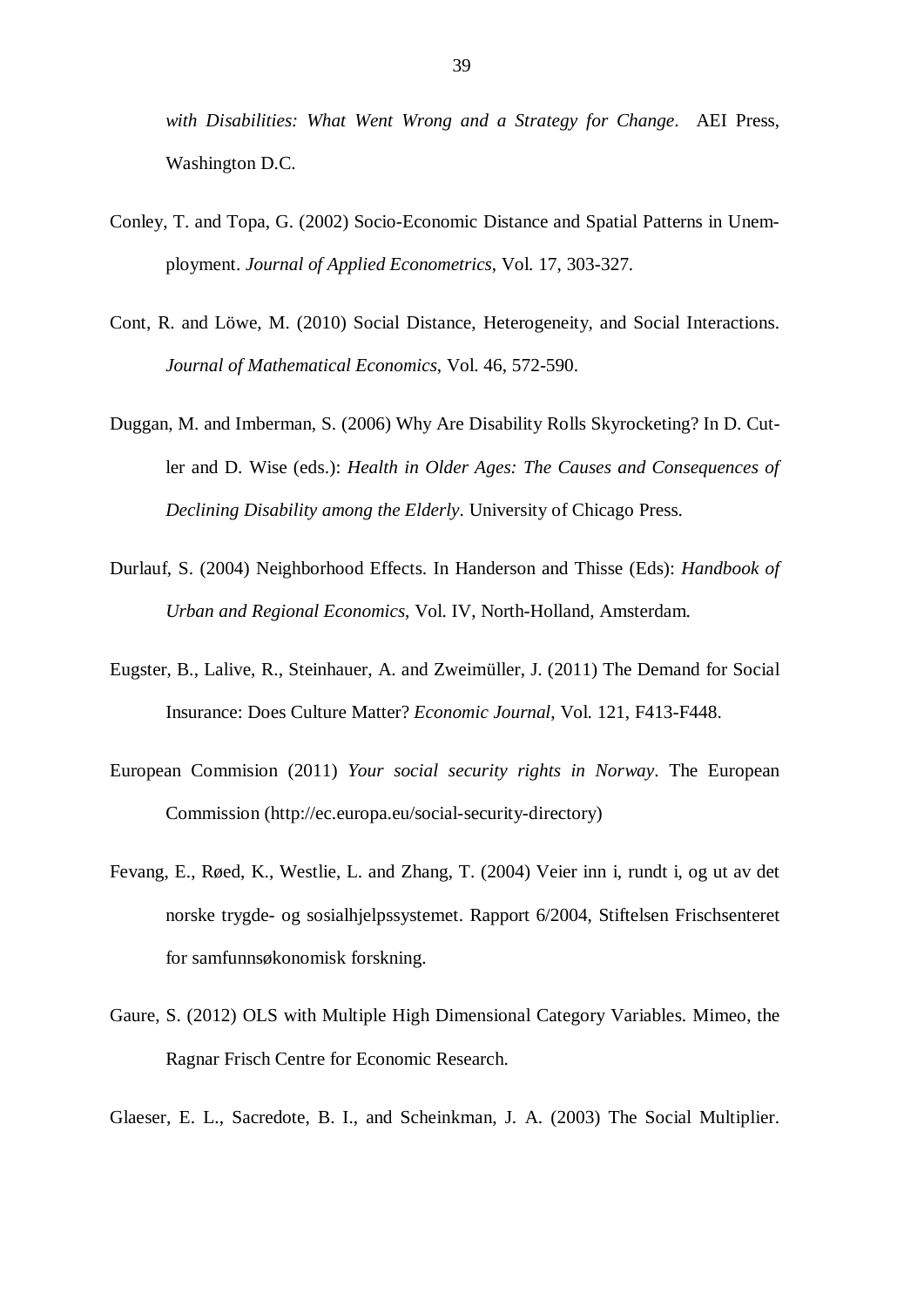*with Disabilities: What Went Wrong and a Strategy for Change*. AEI Press, Washington D.C.

Conley, T. and Topa, G. (2002) Socio-Economic Distance and Spatial Patterns in Unemployment. *Journal of Applied Econometrics*, Vol. 17, 303-327.

Cont, R. and Löwe, M. (2010) Social Distance, Heterogeneity, and Social Interactions. *Journal of Mathematical Economics*, Vol. 46, 572-590.

Duggan, M. and Imberman, S. (2006) Why Are Disability Rolls Skyrocketing? In D. Cutler and D. Wise (eds.): *Health in Older Ages: The Causes and Consequences of Declining Disability among the Elderly*. University of Chicago Press.

Durlauf, S. (2004) Neighborhood Effects. In Handerson and Thisse (Eds): *Handbook of Urban and Regional Economics*, Vol. IV, North-Holland, Amsterdam.

Eugster, B., Lalive, R., Steinhauer, A. and Zweimüller, J. (2011) The Demand for Social Insurance: Does Culture Matter? *Economic Journal*, Vol. 121, F413-F448.

European Commision (2011) *Your social security rights in Norway*. The European Commission (http://ec.europa.eu/social-security-directory)

Fevang, E., Røed, K., Westlie, L. and Zhang, T. (2004) Veier inn i, rundt i, og ut av det norske trygde- og sosialhjelpssystemet. Rapport 6/2004, Stiftelsen Frischsenteret for samfunnsøkonomisk forskning.

Gaure, S. (2012) OLS with Multiple High Dimensional Category Variables. Mimeo, the Ragnar Frisch Centre for Economic Research.

Glaeser, E. L., Sacredote, B. I., and Scheinkman, J. A. (2003) The Social Multiplier.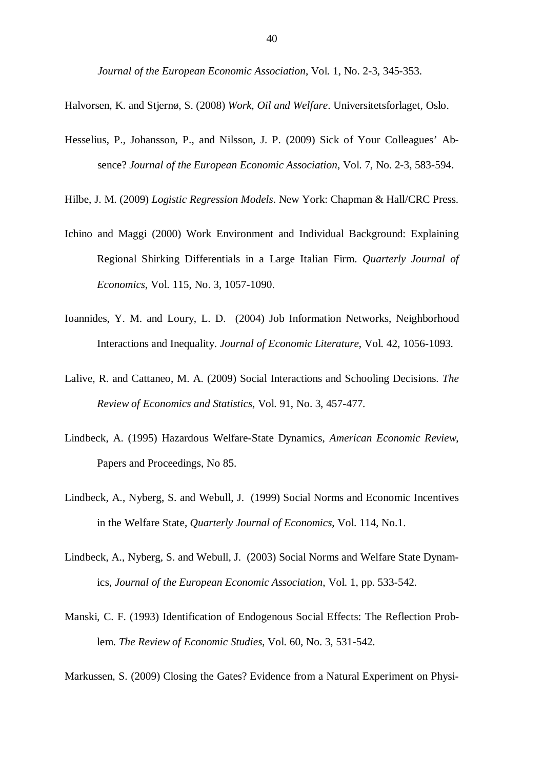*Journal of the European Economic Association*, Vol. 1, No. 2-3, 345-353.

Halvorsen, K. and Stjernø, S. (2008) *Work, Oil and Welfare*. Universitetsforlaget, Oslo.

Hesselius, P., Johansson, P., and Nilsson, J. P. (2009) Sick of Your Colleagues' Absence? *Journal of the European Economic Association*, Vol. 7, No. 2-3, 583-594.

Hilbe, J. M. (2009) *Logistic Regression Models*. New York: Chapman & Hall/CRC Press.

Ichino and Maggi (2000) Work Environment and Individual Background: Explaining Regional Shirking Differentials in a Large Italian Firm. *Quarterly Journal of Economics*, Vol. 115, No. 3, 1057-1090.

Ioannides, Y. M. and Loury, L. D. (2004) Job Information Networks, Neighborhood Interactions and Inequality. *Journal of Economic Literature*, Vol. 42, 1056-1093.

Lalive, R. and Cattaneo, M. A. (2009) Social Interactions and Schooling Decisions. *The Review of Economics and Statistics*, Vol. 91, No. 3, 457-477.

Lindbeck, A. (1995) Hazardous Welfare-State Dynamics, *American Economic Review*, Papers and Proceedings, No 85.

Lindbeck, A., Nyberg, S. and Webull, J. (1999) Social Norms and Economic Incentives in the Welfare State, *Quarterly Journal of Economics*, Vol. 114, No.1.

Lindbeck, A., Nyberg, S. and Webull, J. (2003) Social Norms and Welfare State Dynamics, *Journal of the European Economic Association*, Vol. 1, pp. 533-542.

Manski, C. F. (1993) Identification of Endogenous Social Effects: The Reflection Problem. *The Review of Economic Studies*, Vol. 60, No. 3, 531-542.

Markussen, S. (2009) Closing the Gates? Evidence from a Natural Experiment on Physi-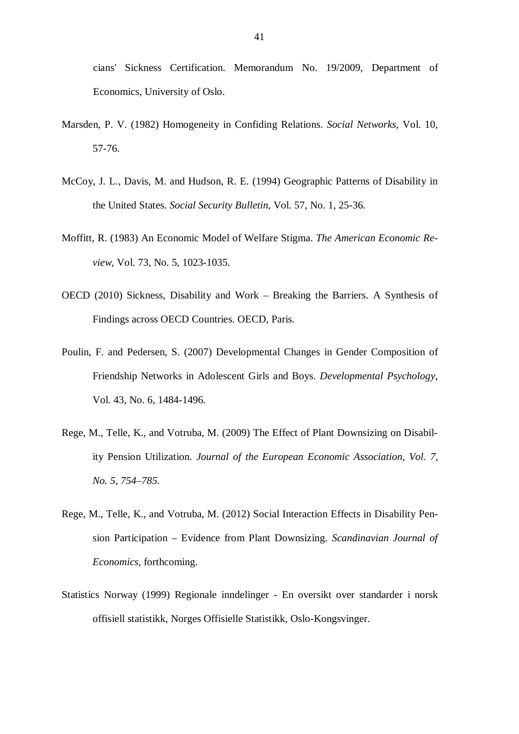cians' Sickness Certification. Memorandum No. 19/2009, Department of Economics, University of Oslo.

Marsden, P. V. (1982) Homogeneity in Confiding Relations. *Social Networks,* Vol. 10, 57-76.

McCoy, J. L., Davis, M. and Hudson, R. E. (1994) Geographic Patterns of Disability in the United States. *Social Security Bulletin*, Vol. 57, No. 1, 25-36.

Moffitt, R. (1983) An Economic Model of Welfare Stigma. *The American Economic Review*, Vol. 73, No. 5, 1023-1035.

OECD (2010) Sickness, Disability and Work – Breaking the Barriers. A Synthesis of Findings across OECD Countries. OECD, Paris.

Poulin, F. and Pedersen, S. (2007) Developmental Changes in Gender Composition of Friendship Networks in Adolescent Girls and Boys. *Developmental Psychology*, Vol. 43, No. 6, 1484-1496.

Rege, M., Telle, K., and Votruba, M. (2009) The Effect of Plant Downsizing on Disability Pension Utilization. *Journal of the European Economic Association, Vol. 7, No. 5, 754–785.*

Rege, M., Telle, K., and Votruba, M. (2012) Social Interaction Effects in Disability Pension Participation – Evidence from Plant Downsizing. *Scandinavian Journal of Economics*, forthcoming.

Statistics Norway (1999) Regionale inndelinger - En oversikt over standarder i norsk offisiell statistikk, Norges Offisielle Statistikk, Oslo-Kongsvinger.